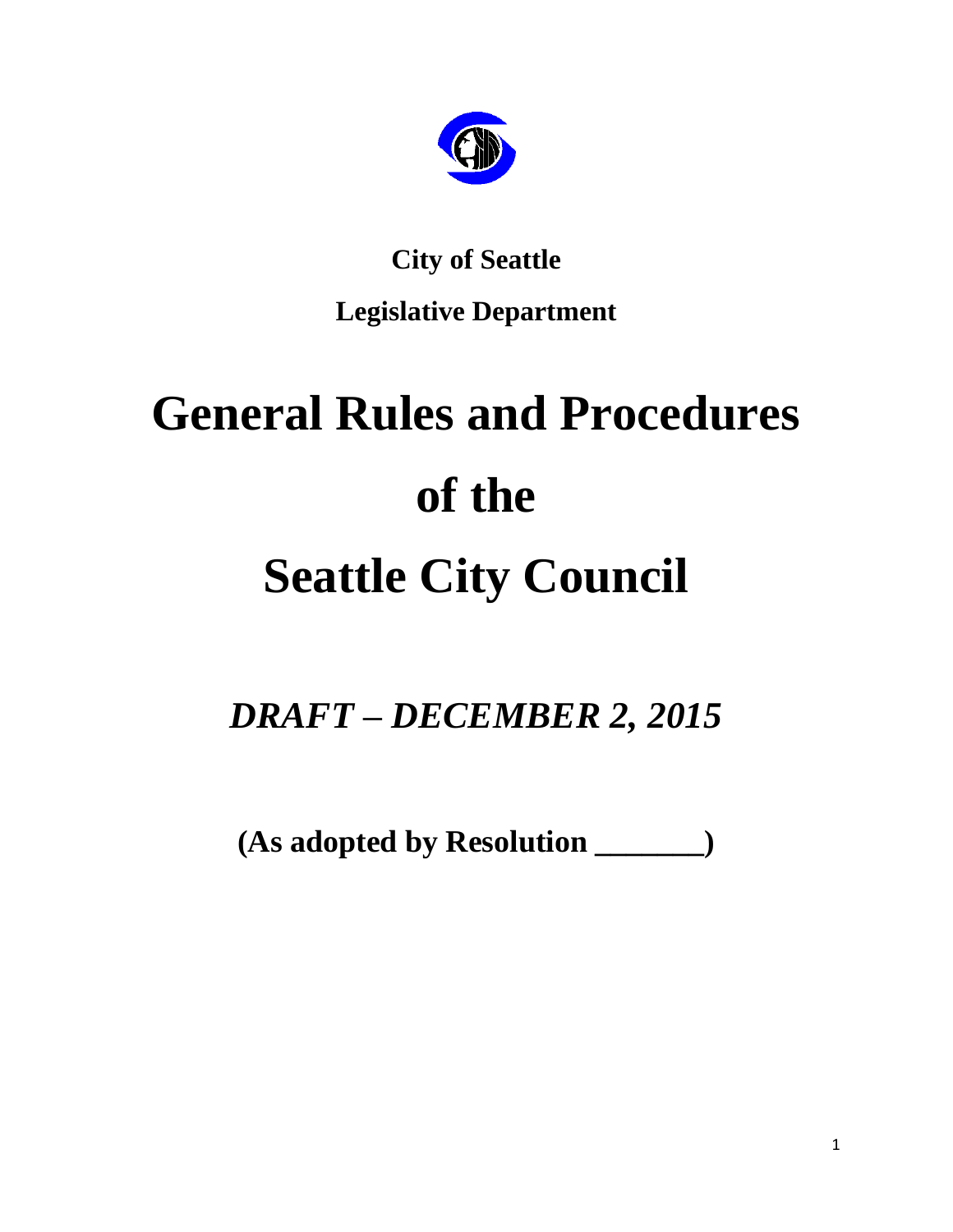**City of Seattle**

**Legislative Department**

# General Rules and Procedures of the Seattle City Council

***DRAFT – DECEMBER 2, 2015***

**(As adopted by Resolution _______)**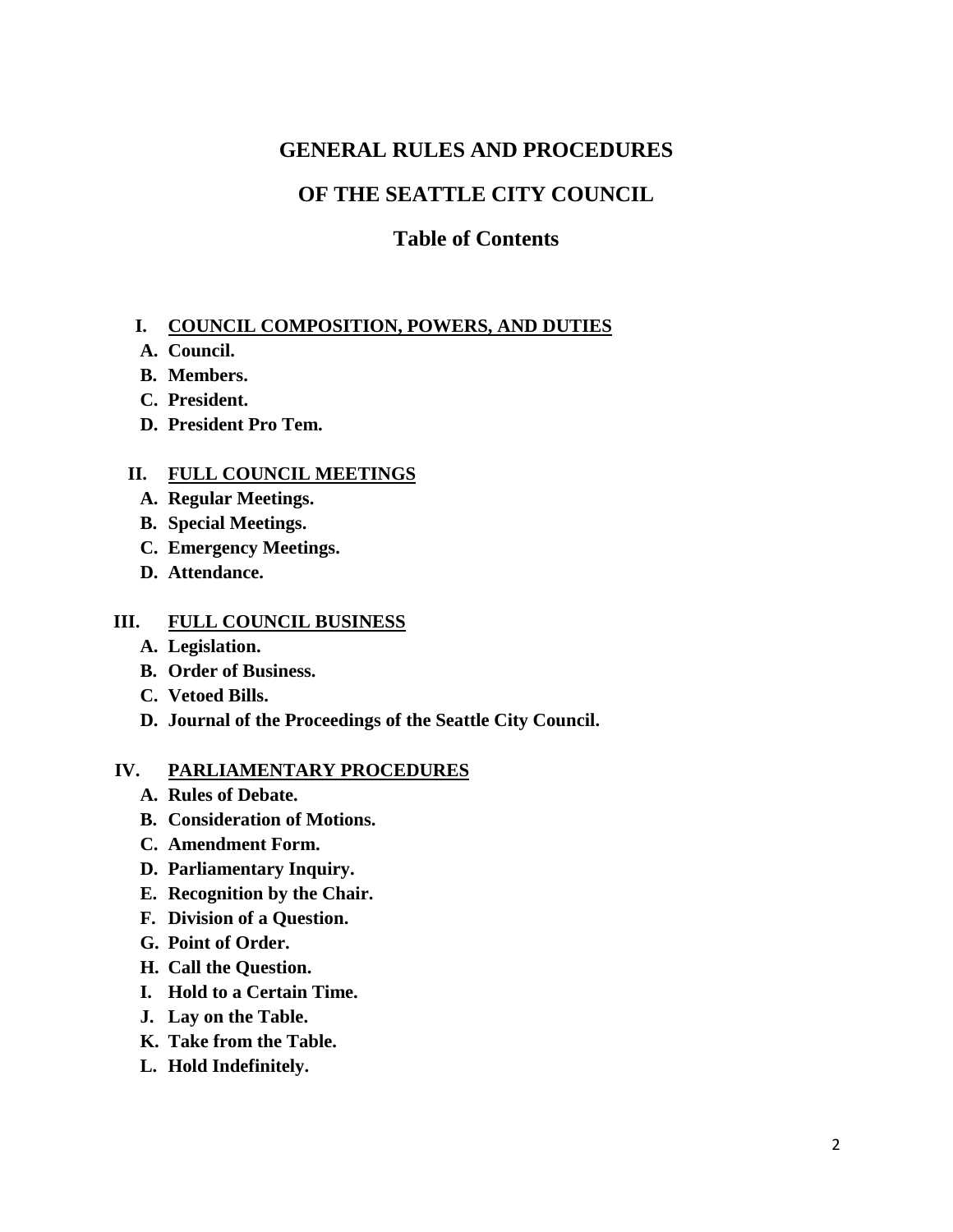# GENERAL RULES AND PROCEDURES

# OF THE SEATTLE CITY COUNCIL

## Table of Contents

**I. COUNCIL COMPOSITION, POWERS, AND DUTIES**

- **A. Council.**
- **B. Members.**
- **C. President.**
- **D. President Pro Tem.**

**II. FULL COUNCIL MEETINGS**

- **A. Regular Meetings.**
- **B. Special Meetings.**
- **C. Emergency Meetings.**
- **D. Attendance.**

**III. FULL COUNCIL BUSINESS**

- **A. Legislation.**
- **B. Order of Business.**
- **C. Vetoed Bills.**
- **D. Journal of the Proceedings of the Seattle City Council.**

**IV. PARLIAMENTARY PROCEDURES**

- **A. Rules of Debate.**
- **B. Consideration of Motions.**
- **C. Amendment Form.**
- **D. Parliamentary Inquiry.**
- **E. Recognition by the Chair.**
- **F. Division of a Question.**
- **G. Point of Order.**
- **H. Call the Question.**
- **I. Hold to a Certain Time.**
- **J. Lay on the Table.**
- **K. Take from the Table.**
- **L. Hold Indefinitely.**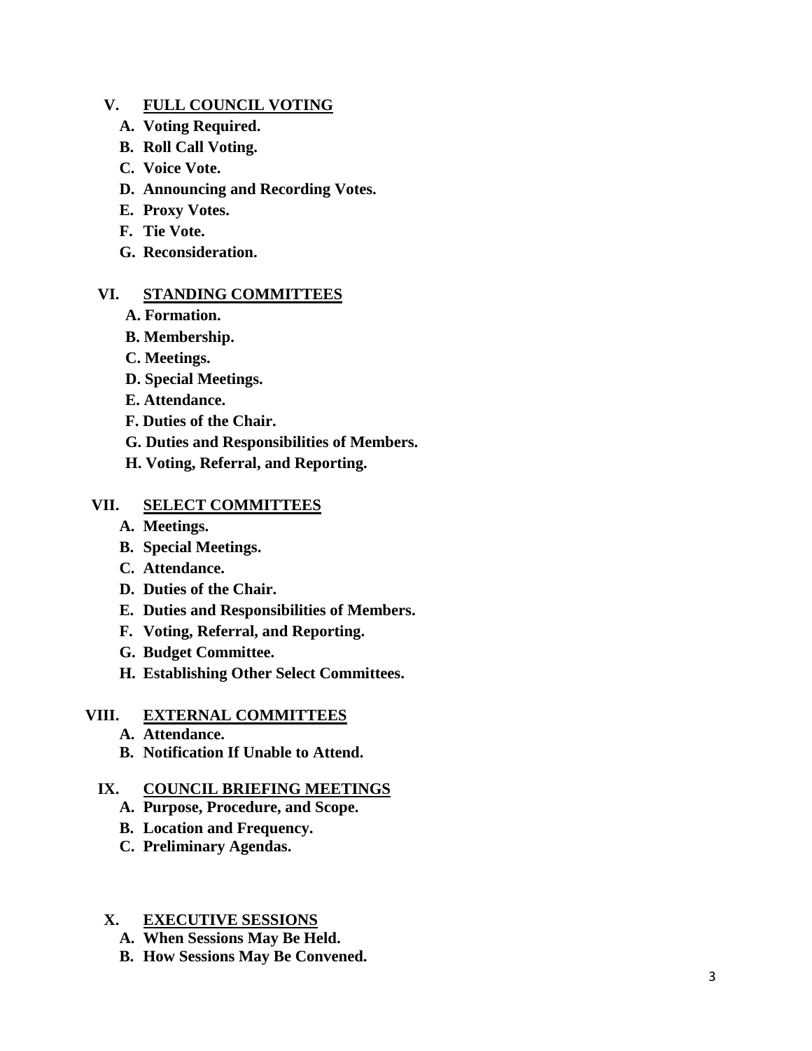**V. FULL COUNCIL VOTING**

- **A. Voting Required.**
- **B. Roll Call Voting.**
- **C. Voice Vote.**
- **D. Announcing and Recording Votes.**
- **E. Proxy Votes.**
- **F. Tie Vote.**
- **G. Reconsideration.**

**VI. STANDING COMMITTEES**

- **A. Formation.**
- **B. Membership.**
- **C. Meetings.**
- **D. Special Meetings.**
- **E. Attendance.**
- **F. Duties of the Chair.**
- **G. Duties and Responsibilities of Members.**
- **H. Voting, Referral, and Reporting.**

**VII. SELECT COMMITTEES**

- **A. Meetings.**
- **B. Special Meetings.**
- **C. Attendance.**
- **D. Duties of the Chair.**
- **E. Duties and Responsibilities of Members.**
- **F. Voting, Referral, and Reporting.**
- **G. Budget Committee.**
- **H. Establishing Other Select Committees.**

**VIII. EXTERNAL COMMITTEES**

- **A. Attendance.**
- **B. Notification If Unable to Attend.**

**IX. COUNCIL BRIEFING MEETINGS**

- **A. Purpose, Procedure, and Scope.**
- **B. Location and Frequency.**
- **C. Preliminary Agendas.**

**X. EXECUTIVE SESSIONS**

- **A. When Sessions May Be Held.**
- **B. How Sessions May Be Convened.**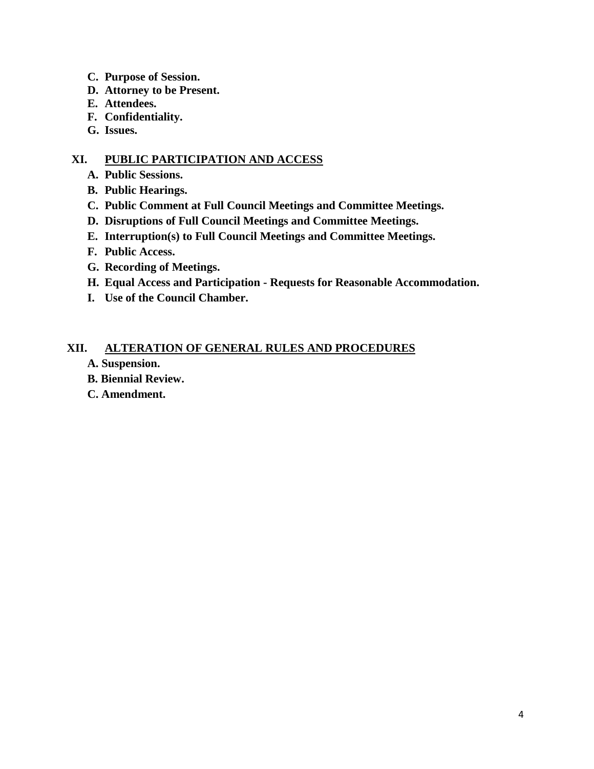**C. Purpose of Session.**
**D. Attorney to be Present.**
**E. Attendees.**
**F. Confidentiality.**
**G. Issues.**

## XI. PUBLIC PARTICIPATION AND ACCESS

**A. Public Sessions.**
**B. Public Hearings.**
**C. Public Comment at Full Council Meetings and Committee Meetings.**
**D. Disruptions of Full Council Meetings and Committee Meetings.**
**E. Interruption(s) to Full Council Meetings and Committee Meetings.**
**F. Public Access.**
**G. Recording of Meetings.**
**H. Equal Access and Participation - Requests for Reasonable Accommodation.**
**I. Use of the Council Chamber.**

## XII. ALTERATION OF GENERAL RULES AND PROCEDURES

**A. Suspension.**
**B. Biennial Review.**
**C. Amendment.**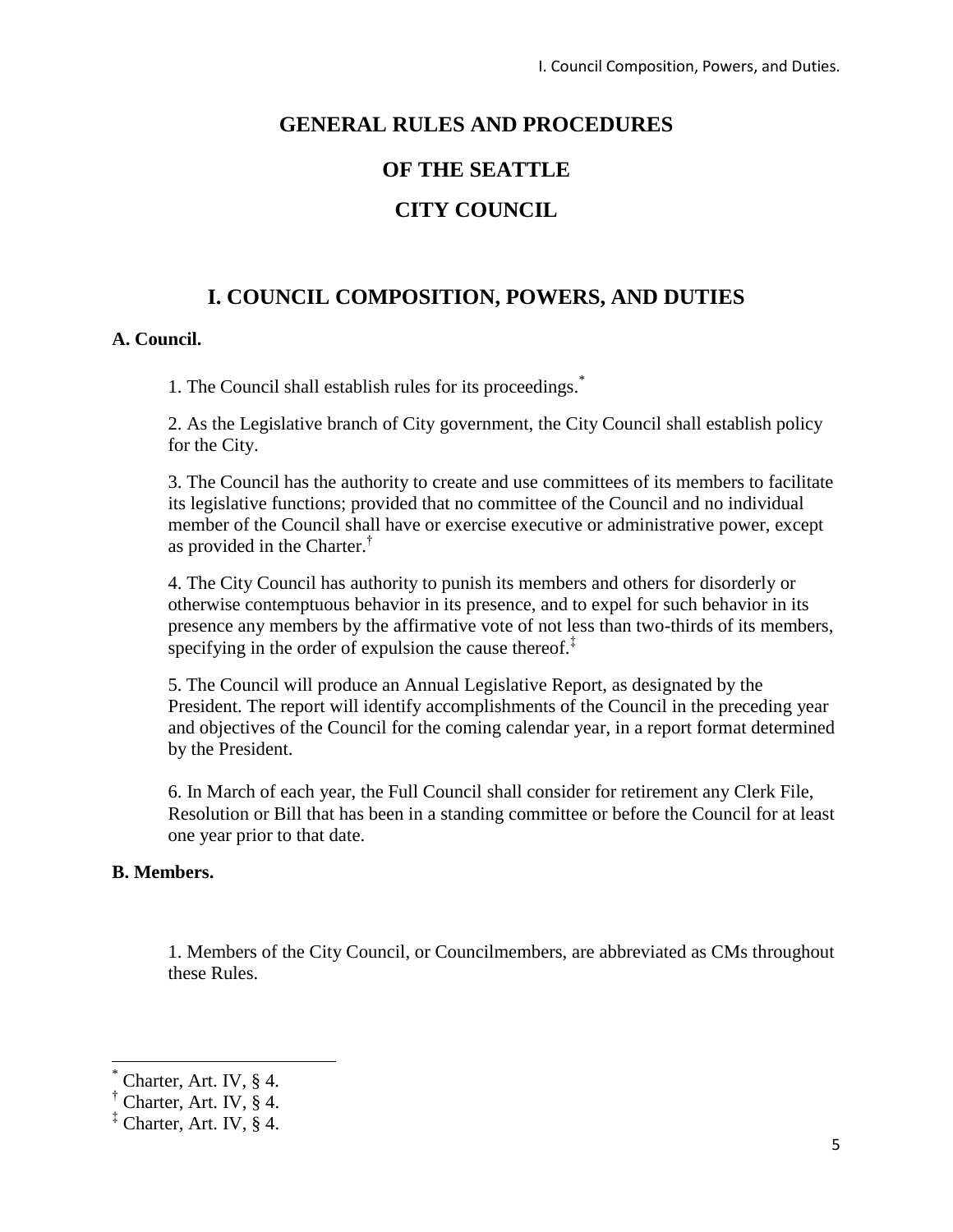# GENERAL RULES AND PROCEDURES

# OF THE SEATTLE

# CITY COUNCIL

## I. COUNCIL COMPOSITION, POWERS, AND DUTIES

### A. Council.

1. The Council shall establish rules for its proceedings.[*]

2. As the Legislative branch of City government, the City Council shall establish policy for the City.

3. The Council has the authority to create and use committees of its members to facilitate its legislative functions; provided that no committee of the Council and no individual member of the Council shall have or exercise executive or administrative power, except as provided in the Charter.[†]

4. The City Council has authority to punish its members and others for disorderly or otherwise contemptuous behavior in its presence, and to expel for such behavior in its presence any members by the affirmative vote of not less than two-thirds of its members, specifying in the order of expulsion the cause thereof.[‡]

5. The Council will produce an Annual Legislative Report, as designated by the President. The report will identify accomplishments of the Council in the preceding year and objectives of the Council for the coming calendar year, in a report format determined by the President.

6. In March of each year, the Full Council shall consider for retirement any Clerk File, Resolution or Bill that has been in a standing committee or before the Council for at least one year prior to that date.

### B. Members.

1. Members of the City Council, or Councilmembers, are abbreviated as CMs throughout these Rules.

---

[*] Charter, Art. IV, § 4.

[†] Charter, Art. IV, § 4.

[‡] Charter, Art. IV, § 4.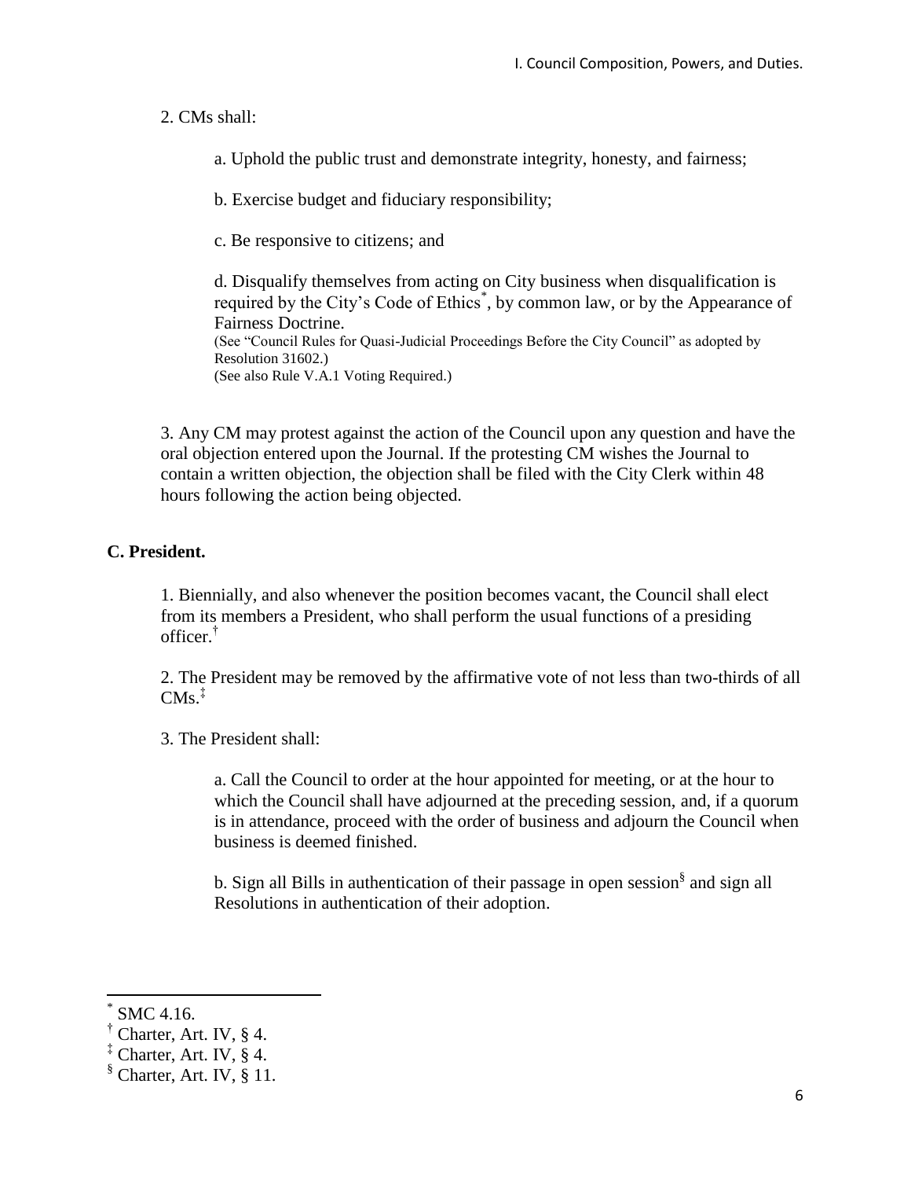2. CMs shall:

a. Uphold the public trust and demonstrate integrity, honesty, and fairness;

b. Exercise budget and fiduciary responsibility;

c. Be responsive to citizens; and

d. Disqualify themselves from acting on City business when disqualification is required by the City's Code of Ethics[*], by common law, or by the Appearance of Fairness Doctrine.
(See "Council Rules for Quasi-Judicial Proceedings Before the City Council" as adopted by Resolution 31602.)
(See also Rule V.A.1 Voting Required.)

3. Any CM may protest against the action of the Council upon any question and have the oral objection entered upon the Journal. If the protesting CM wishes the Journal to contain a written objection, the objection shall be filed with the City Clerk within 48 hours following the action being objected.

**C. President.**

1. Biennially, and also whenever the position becomes vacant, the Council shall elect from its members a President, who shall perform the usual functions of a presiding officer.[†]

2. The President may be removed by the affirmative vote of not less than two-thirds of all CMs.[‡]

3. The President shall:

a. Call the Council to order at the hour appointed for meeting, or at the hour to which the Council shall have adjourned at the preceding session, and, if a quorum is in attendance, proceed with the order of business and adjourn the Council when business is deemed finished.

b. Sign all Bills in authentication of their passage in open session[§] and sign all Resolutions in authentication of their adoption.

---

[*] SMC 4.16.

[†] Charter, Art. IV, § 4.

[‡] Charter, Art. IV, § 4.

[§] Charter, Art. IV, § 11.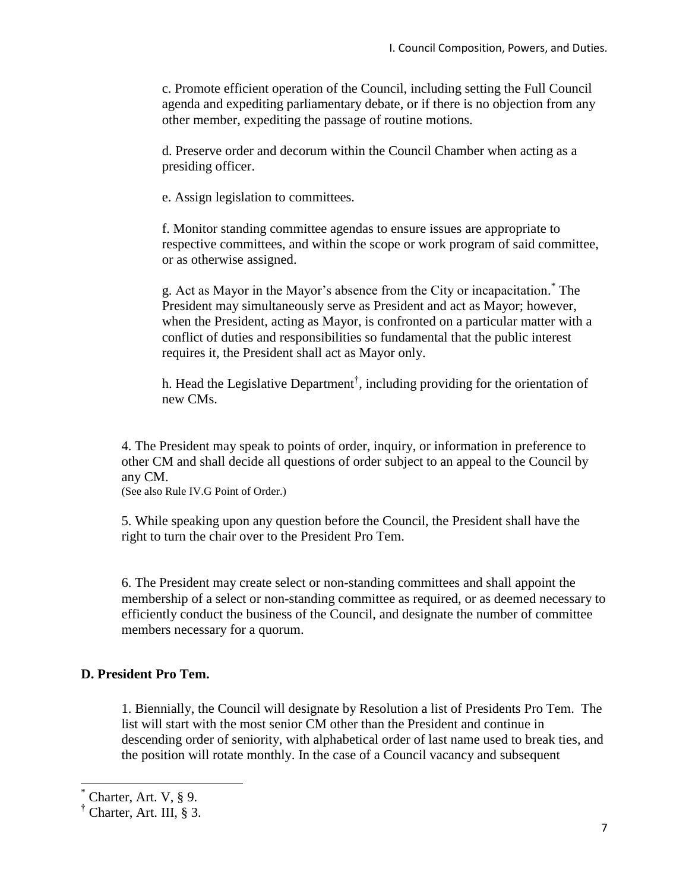c. Promote efficient operation of the Council, including setting the Full Council agenda and expediting parliamentary debate, or if there is no objection from any other member, expediting the passage of routine motions.

d. Preserve order and decorum within the Council Chamber when acting as a presiding officer.

e. Assign legislation to committees.

f. Monitor standing committee agendas to ensure issues are appropriate to respective committees, and within the scope or work program of said committee, or as otherwise assigned.

g. Act as Mayor in the Mayor's absence from the City or incapacitation.[*] The President may simultaneously serve as President and act as Mayor; however, when the President, acting as Mayor, is confronted on a particular matter with a conflict of duties and responsibilities so fundamental that the public interest requires it, the President shall act as Mayor only.

h. Head the Legislative Department[†], including providing for the orientation of new CMs.

4. The President may speak to points of order, inquiry, or information in preference to other CM and shall decide all questions of order subject to an appeal to the Council by any CM.
(See also Rule IV.G Point of Order.)

5. While speaking upon any question before the Council, the President shall have the right to turn the chair over to the President Pro Tem.

6. The President may create select or non-standing committees and shall appoint the membership of a select or non-standing committee as required, or as deemed necessary to efficiently conduct the business of the Council, and designate the number of committee members necessary for a quorum.

### D. President Pro Tem.

1. Biennially, the Council will designate by Resolution a list of Presidents Pro Tem. The list will start with the most senior CM other than the President and continue in descending order of seniority, with alphabetical order of last name used to break ties, and the position will rotate monthly. In the case of a Council vacancy and subsequent

---

[*] Charter, Art. V, § 9.

[†] Charter, Art. III, § 3.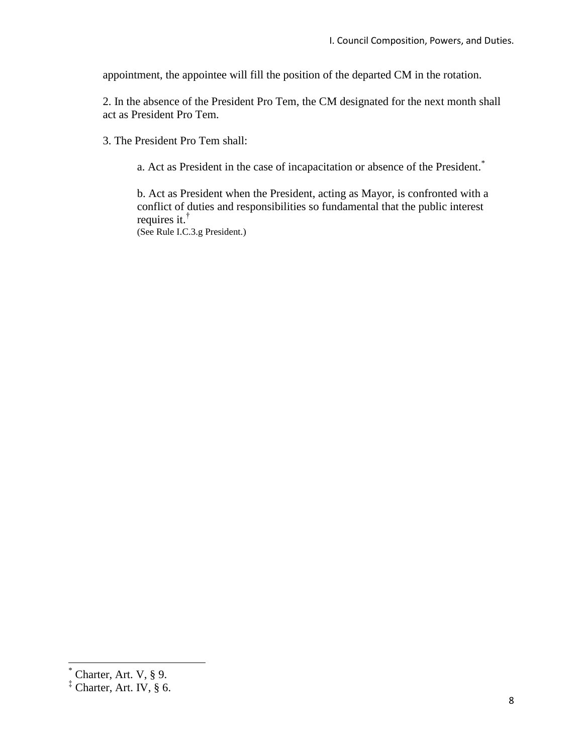appointment, the appointee will fill the position of the departed CM in the rotation.

2. In the absence of the President Pro Tem, the CM designated for the next month shall act as President Pro Tem.

3. The President Pro Tem shall:

a. Act as President in the case of incapacitation or absence of the President.[*]

b. Act as President when the President, acting as Mayor, is confronted with a conflict of duties and responsibilities so fundamental that the public interest requires it.[†]
(See Rule I.C.3.g President.)

---

[*] Charter, Art. V, § 9.
[‡] Charter, Art. IV, § 6.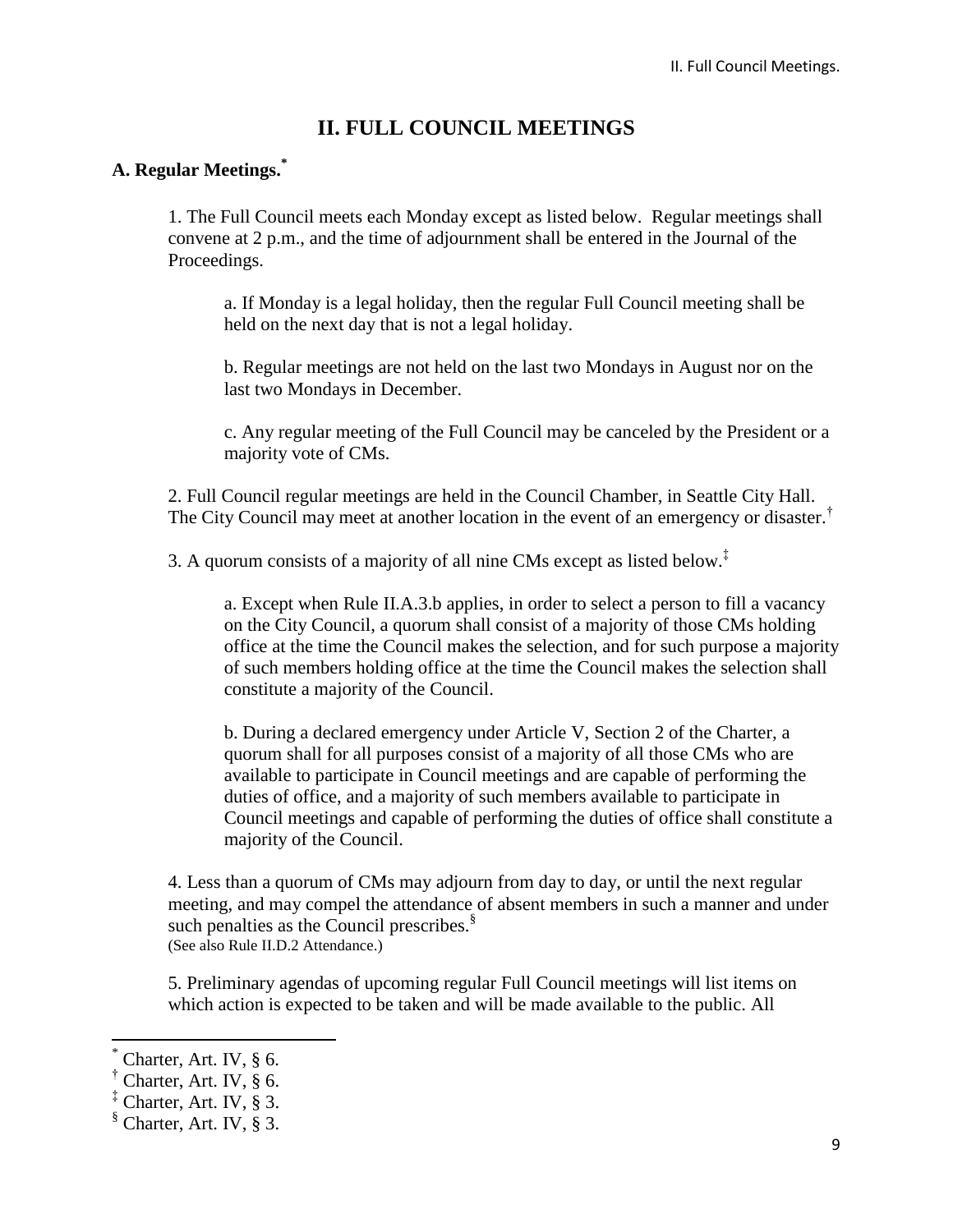# II. FULL COUNCIL MEETINGS

### A. Regular Meetings.[*]

1. The Full Council meets each Monday except as listed below. Regular meetings shall convene at 2 p.m., and the time of adjournment shall be entered in the Journal of the Proceedings.

   a. If Monday is a legal holiday, then the regular Full Council meeting shall be held on the next day that is not a legal holiday.

   b. Regular meetings are not held on the last two Mondays in August nor on the last two Mondays in December.

   c. Any regular meeting of the Full Council may be canceled by the President or a majority vote of CMs.

2. Full Council regular meetings are held in the Council Chamber, in Seattle City Hall. The City Council may meet at another location in the event of an emergency or disaster.[†]

3. A quorum consists of a majority of all nine CMs except as listed below.[‡]

   a. Except when Rule II.A.3.b applies, in order to select a person to fill a vacancy on the City Council, a quorum shall consist of a majority of those CMs holding office at the time the Council makes the selection, and for such purpose a majority of such members holding office at the time the Council makes the selection shall constitute a majority of the Council.

   b. During a declared emergency under Article V, Section 2 of the Charter, a quorum shall for all purposes consist of a majority of all those CMs who are available to participate in Council meetings and are capable of performing the duties of office, and a majority of such members available to participate in Council meetings and capable of performing the duties of office shall constitute a majority of the Council.

4. Less than a quorum of CMs may adjourn from day to day, or until the next regular meeting, and may compel the attendance of absent members in such a manner and under such penalties as the Council prescribes.[§]
(See also Rule II.D.2 Attendance.)

5. Preliminary agendas of upcoming regular Full Council meetings will list items on which action is expected to be taken and will be made available to the public. All

---

[*] Charter, Art. IV, § 6.
[†] Charter, Art. IV, § 6.
[‡] Charter, Art. IV, § 3.
[§] Charter, Art. IV, § 3.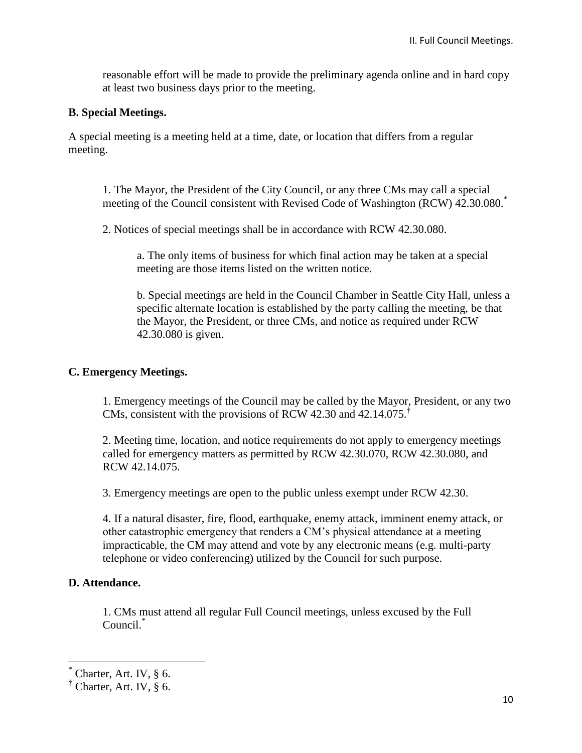reasonable effort will be made to provide the preliminary agenda online and in hard copy at least two business days prior to the meeting.

**B. Special Meetings.**

A special meeting is a meeting held at a time, date, or location that differs from a regular meeting.

1. The Mayor, the President of the City Council, or any three CMs may call a special meeting of the Council consistent with Revised Code of Washington (RCW) 42.30.080.[*]

2. Notices of special meetings shall be in accordance with RCW 42.30.080.

   a. The only items of business for which final action may be taken at a special meeting are those items listed on the written notice.

   b. Special meetings are held in the Council Chamber in Seattle City Hall, unless a specific alternate location is established by the party calling the meeting, be that the Mayor, the President, or three CMs, and notice as required under RCW 42.30.080 is given.

**C. Emergency Meetings.**

1. Emergency meetings of the Council may be called by the Mayor, President, or any two CMs, consistent with the provisions of RCW 42.30 and 42.14.075.[†]

2. Meeting time, location, and notice requirements do not apply to emergency meetings called for emergency matters as permitted by RCW 42.30.070, RCW 42.30.080, and RCW 42.14.075.

3. Emergency meetings are open to the public unless exempt under RCW 42.30.

4. If a natural disaster, fire, flood, earthquake, enemy attack, imminent enemy attack, or other catastrophic emergency that renders a CM's physical attendance at a meeting impracticable, the CM may attend and vote by any electronic means (e.g. multi-party telephone or video conferencing) utilized by the Council for such purpose.

**D. Attendance.**

1. CMs must attend all regular Full Council meetings, unless excused by the Full Council.[*]

---

[*] Charter, Art. IV, § 6.

[†] Charter, Art. IV, § 6.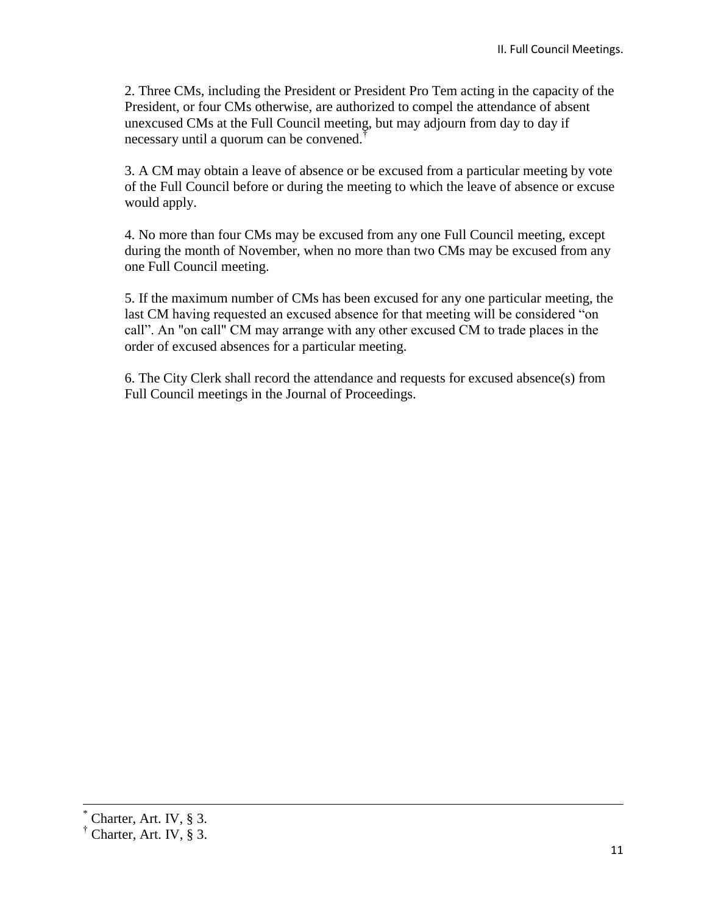2. Three CMs, including the President or President Pro Tem acting in the capacity of the President, or four CMs otherwise, are authorized to compel the attendance of absent unexcused CMs at the Full Council meeting, but may adjourn from day to day if necessary until a quorum can be convened.[†]

3. A CM may obtain a leave of absence or be excused from a particular meeting by vote of the Full Council before or during the meeting to which the leave of absence or excuse would apply.

4. No more than four CMs may be excused from any one Full Council meeting, except during the month of November, when no more than two CMs may be excused from any one Full Council meeting.

5. If the maximum number of CMs has been excused for any one particular meeting, the last CM having requested an excused absence for that meeting will be considered "on call". An "on call" CM may arrange with any other excused CM to trade places in the order of excused absences for a particular meeting.

6. The City Clerk shall record the attendance and requests for excused absence(s) from Full Council meetings in the Journal of Proceedings.

---

[*] Charter, Art. IV, § 3.

[†] Charter, Art. IV, § 3.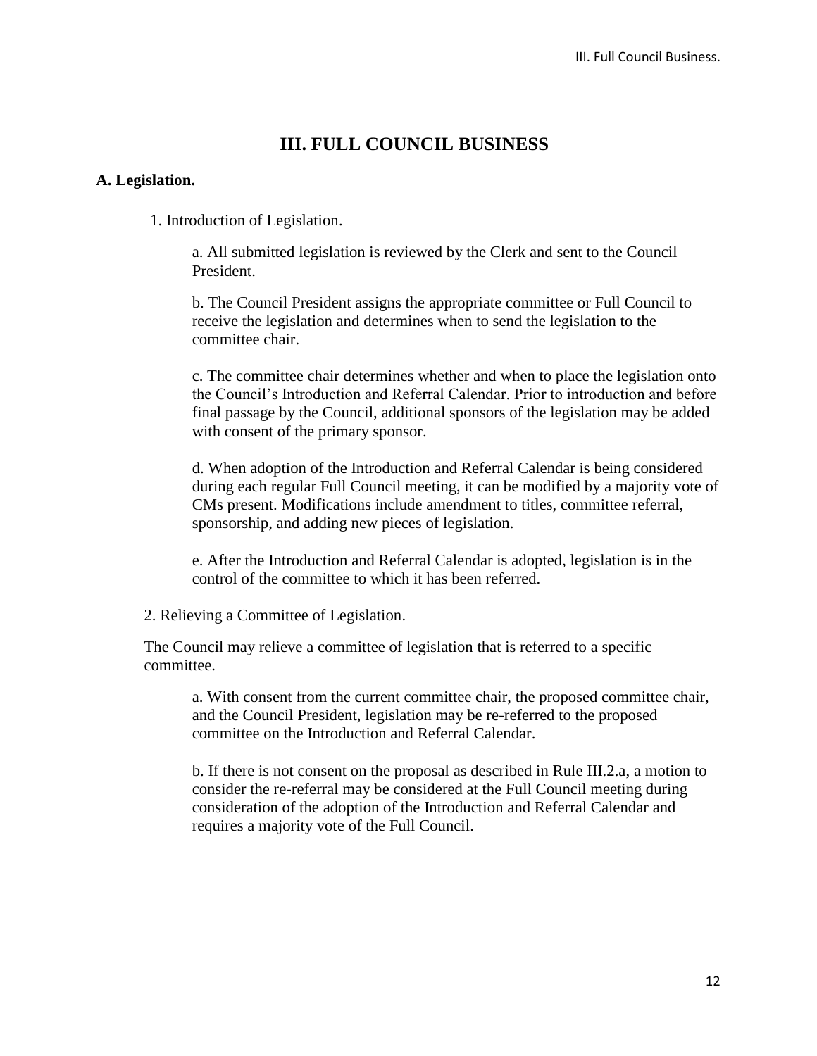# III. FULL COUNCIL BUSINESS

## A. Legislation.

1. Introduction of Legislation.

   a. All submitted legislation is reviewed by the Clerk and sent to the Council President.

   b. The Council President assigns the appropriate committee or Full Council to receive the legislation and determines when to send the legislation to the committee chair.

   c. The committee chair determines whether and when to place the legislation onto the Council's Introduction and Referral Calendar. Prior to introduction and before final passage by the Council, additional sponsors of the legislation may be added with consent of the primary sponsor.

   d. When adoption of the Introduction and Referral Calendar is being considered during each regular Full Council meeting, it can be modified by a majority vote of CMs present. Modifications include amendment to titles, committee referral, sponsorship, and adding new pieces of legislation.

   e. After the Introduction and Referral Calendar is adopted, legislation is in the control of the committee to which it has been referred.

2. Relieving a Committee of Legislation.

The Council may relieve a committee of legislation that is referred to a specific committee.

   a. With consent from the current committee chair, the proposed committee chair, and the Council President, legislation may be re-referred to the proposed committee on the Introduction and Referral Calendar.

   b. If there is not consent on the proposal as described in Rule III.2.a, a motion to consider the re-referral may be considered at the Full Council meeting during consideration of the adoption of the Introduction and Referral Calendar and requires a majority vote of the Full Council.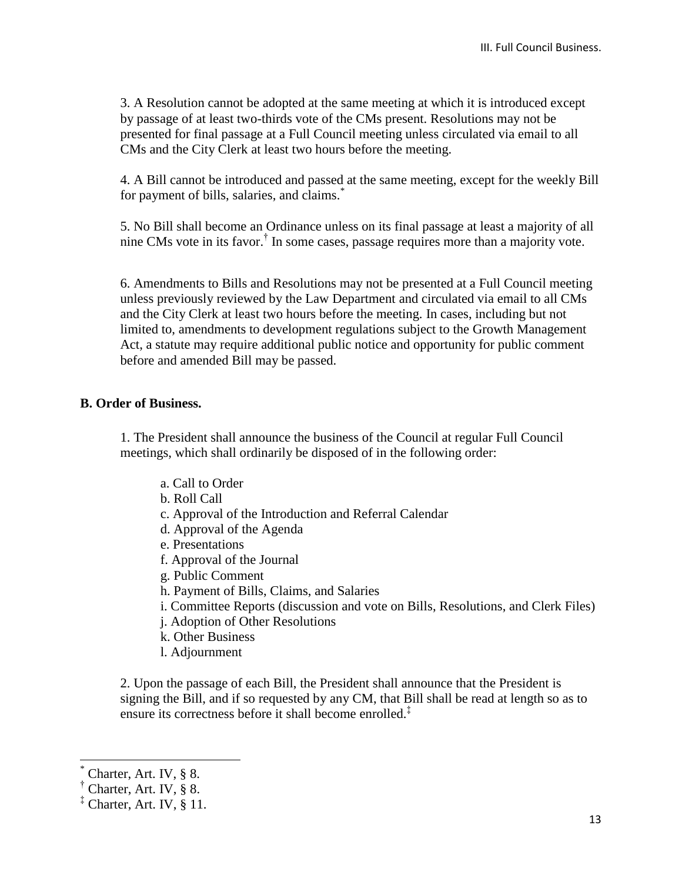3. A Resolution cannot be adopted at the same meeting at which it is introduced except by passage of at least two-thirds vote of the CMs present. Resolutions may not be presented for final passage at a Full Council meeting unless circulated via email to all CMs and the City Clerk at least two hours before the meeting.

4. A Bill cannot be introduced and passed at the same meeting, except for the weekly Bill for payment of bills, salaries, and claims.[*]

5. No Bill shall become an Ordinance unless on its final passage at least a majority of all nine CMs vote in its favor.[†] In some cases, passage requires more than a majority vote.

6. Amendments to Bills and Resolutions may not be presented at a Full Council meeting unless previously reviewed by the Law Department and circulated via email to all CMs and the City Clerk at least two hours before the meeting. In cases, including but not limited to, amendments to development regulations subject to the Growth Management Act, a statute may require additional public notice and opportunity for public comment before and amended Bill may be passed.

## B. Order of Business.

1. The President shall announce the business of the Council at regular Full Council meetings, which shall ordinarily be disposed of in the following order:

   a. Call to Order
   b. Roll Call
   c. Approval of the Introduction and Referral Calendar
   d. Approval of the Agenda
   e. Presentations
   f. Approval of the Journal
   g. Public Comment
   h. Payment of Bills, Claims, and Salaries
   i. Committee Reports (discussion and vote on Bills, Resolutions, and Clerk Files)
   j. Adoption of Other Resolutions
   k. Other Business
   l. Adjournment

2. Upon the passage of each Bill, the President shall announce that the President is signing the Bill, and if so requested by any CM, that Bill shall be read at length so as to ensure its correctness before it shall become enrolled.[‡]

---

[*] Charter, Art. IV, § 8.

[†] Charter, Art. IV, § 8.

[‡] Charter, Art. IV, § 11.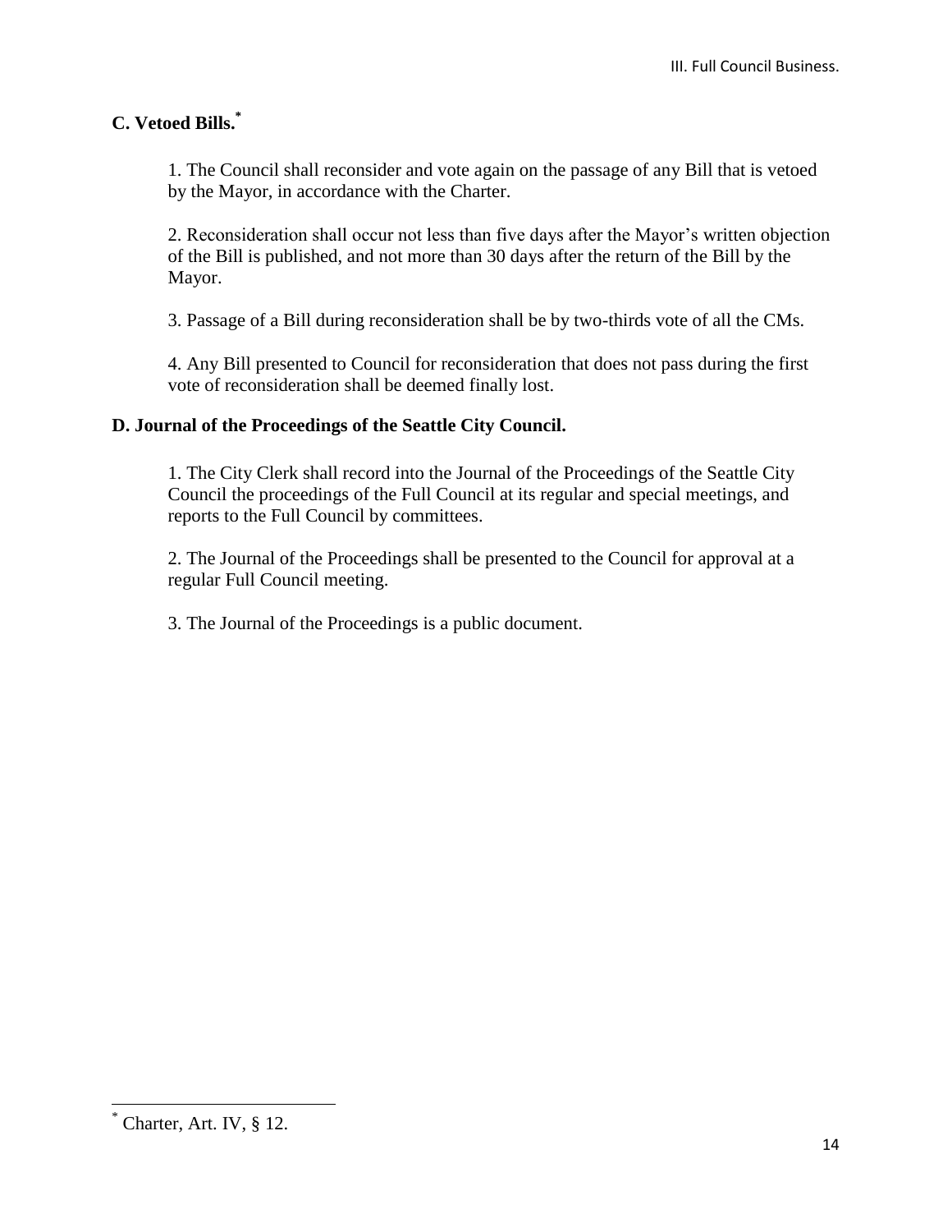## C. Vetoed Bills.[*]

1. The Council shall reconsider and vote again on the passage of any Bill that is vetoed by the Mayor, in accordance with the Charter.

2. Reconsideration shall occur not less than five days after the Mayor's written objection of the Bill is published, and not more than 30 days after the return of the Bill by the Mayor.

3. Passage of a Bill during reconsideration shall be by two-thirds vote of all the CMs.

4. Any Bill presented to Council for reconsideration that does not pass during the first vote of reconsideration shall be deemed finally lost.

## D. Journal of the Proceedings of the Seattle City Council.

1. The City Clerk shall record into the Journal of the Proceedings of the Seattle City Council the proceedings of the Full Council at its regular and special meetings, and reports to the Full Council by committees.

2. The Journal of the Proceedings shall be presented to the Council for approval at a regular Full Council meeting.

3. The Journal of the Proceedings is a public document.

---

[*] Charter, Art. IV, § 12.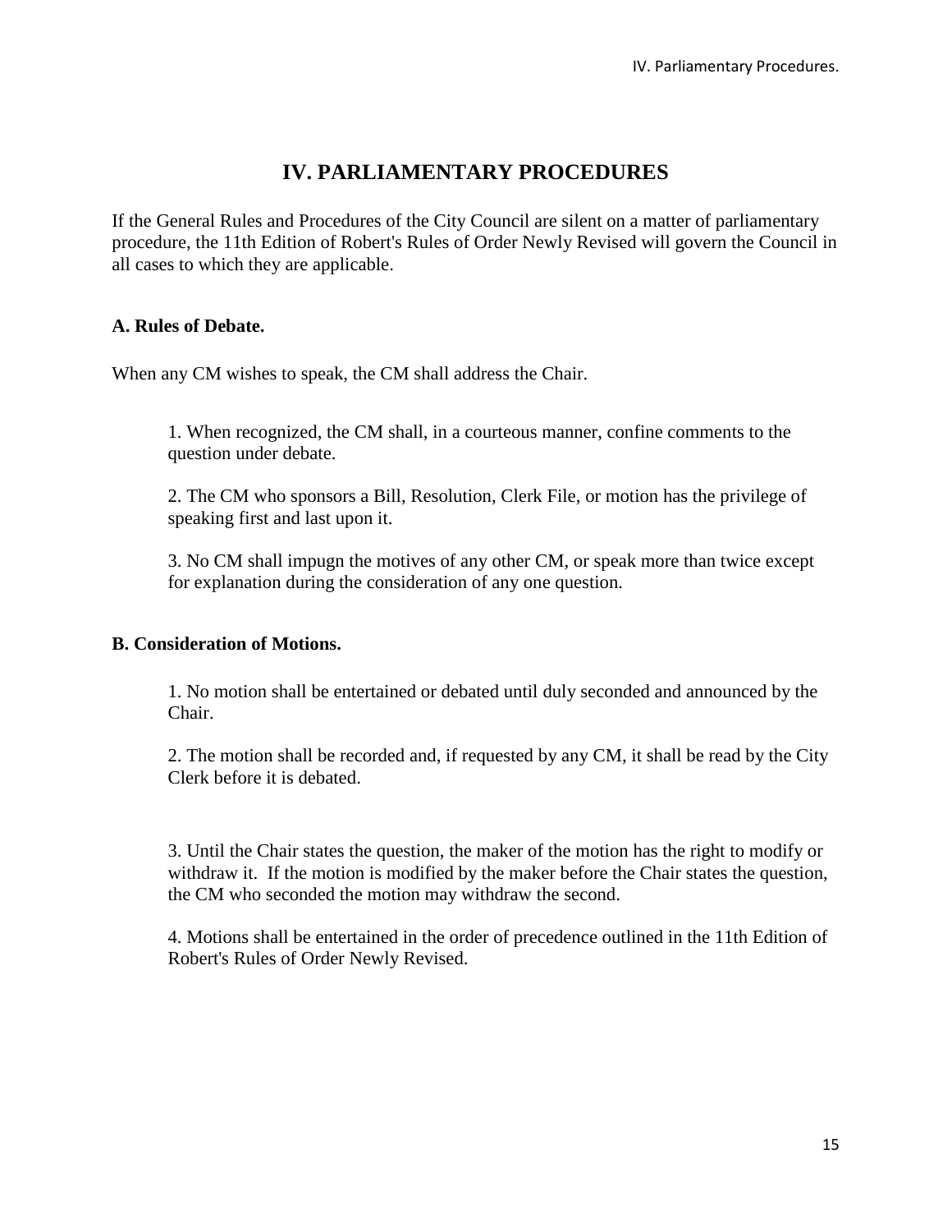# IV. PARLIAMENTARY PROCEDURES

If the General Rules and Procedures of the City Council are silent on a matter of parliamentary procedure, the 11th Edition of Robert's Rules of Order Newly Revised will govern the Council in all cases to which they are applicable.

## A. Rules of Debate.

When any CM wishes to speak, the CM shall address the Chair.

1. When recognized, the CM shall, in a courteous manner, confine comments to the question under debate.

2. The CM who sponsors a Bill, Resolution, Clerk File, or motion has the privilege of speaking first and last upon it.

3. No CM shall impugn the motives of any other CM, or speak more than twice except for explanation during the consideration of any one question.

## B. Consideration of Motions.

1. No motion shall be entertained or debated until duly seconded and announced by the Chair.

2. The motion shall be recorded and, if requested by any CM, it shall be read by the City Clerk before it is debated.

3. Until the Chair states the question, the maker of the motion has the right to modify or withdraw it. If the motion is modified by the maker before the Chair states the question, the CM who seconded the motion may withdraw the second.

4. Motions shall be entertained in the order of precedence outlined in the 11th Edition of Robert's Rules of Order Newly Revised.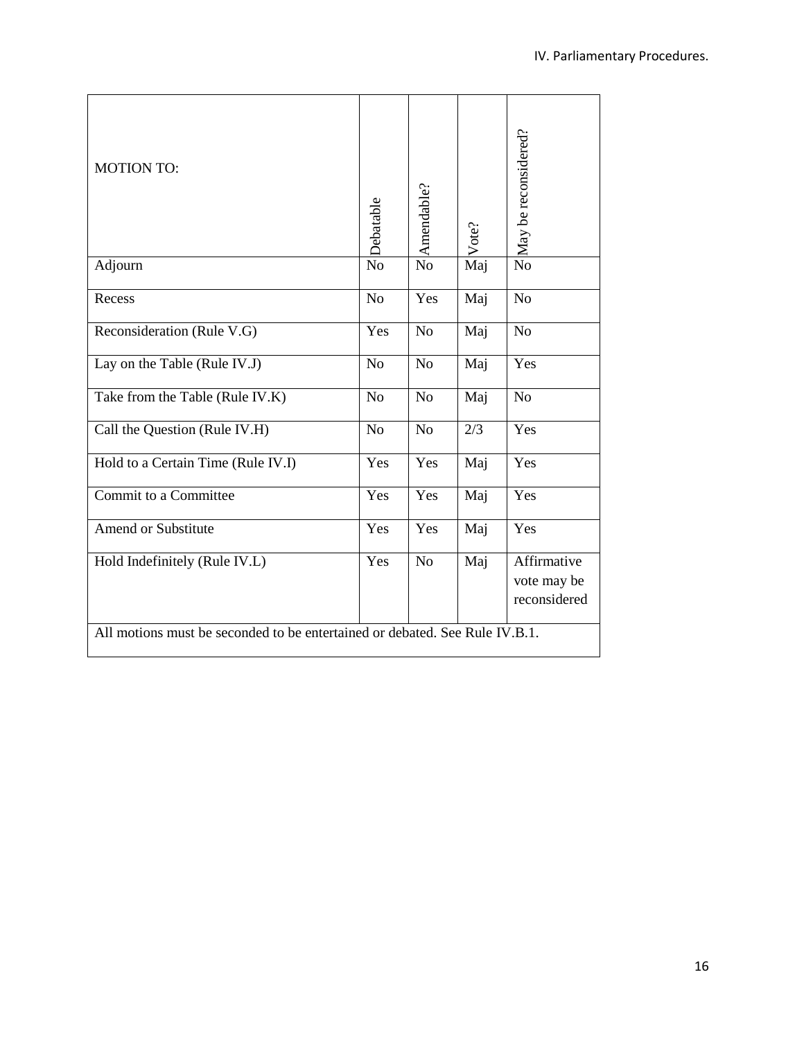| MOTION TO: | Debatable | Amendable? | Vote? | May be reconsidered? |
| --- | --- | --- | --- | --- |
| Adjourn | No | No | Maj | No |
| Recess | No | Yes | Maj | No |
| Reconsideration (Rule V.G) | Yes | No | Maj | No |
| Lay on the Table (Rule IV.J) | No | No | Maj | Yes |
| Take from the Table (Rule IV.K) | No | No | Maj | No |
| Call the Question (Rule IV.H) | No | No | 2/3 | Yes |
| Hold to a Certain Time (Rule IV.I) | Yes | Yes | Maj | Yes |
| Commit to a Committee | Yes | Yes | Maj | Yes |
| Amend or Substitute | Yes | Yes | Maj | Yes |
| Hold Indefinitely (Rule IV.L) | Yes | No | Maj | Affirmative vote may be reconsidered |
| All motions must be seconded to be entertained or debated. See Rule IV.B.1. | | | | |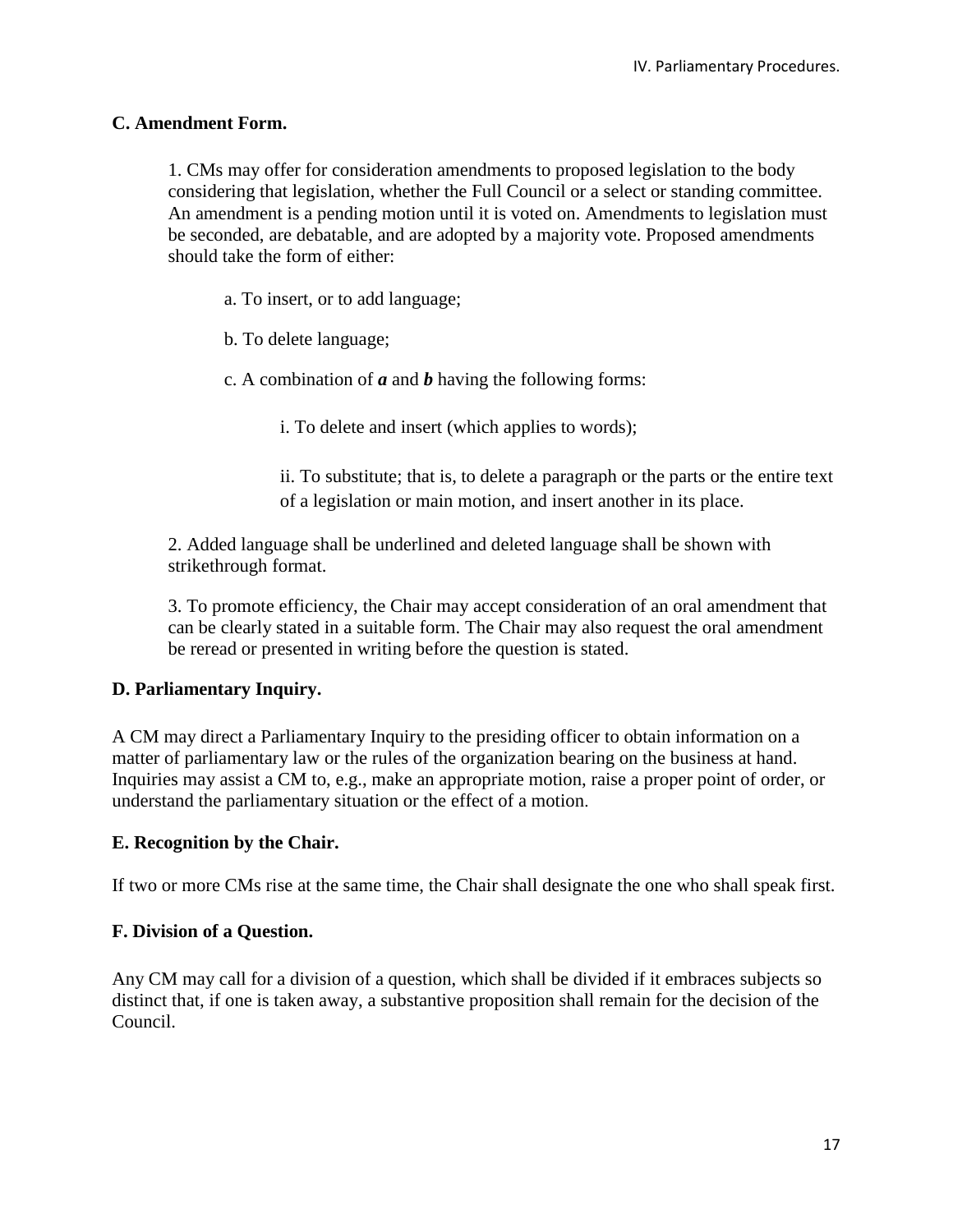### C. Amendment Form.

1. CMs may offer for consideration amendments to proposed legislation to the body considering that legislation, whether the Full Council or a select or standing committee. An amendment is a pending motion until it is voted on. Amendments to legislation must be seconded, are debatable, and are adopted by a majority vote. Proposed amendments should take the form of either:

   a. To insert, or to add language;

   b. To delete language;

   c. A combination of ***a*** and ***b*** having the following forms:

      i. To delete and insert (which applies to words);

      ii. To substitute; that is, to delete a paragraph or the parts or the entire text of a legislation or main motion, and insert another in its place.

2. Added language shall be underlined and deleted language shall be shown with strikethrough format.

3. To promote efficiency, the Chair may accept consideration of an oral amendment that can be clearly stated in a suitable form. The Chair may also request the oral amendment be reread or presented in writing before the question is stated.

### D. Parliamentary Inquiry.

A CM may direct a Parliamentary Inquiry to the presiding officer to obtain information on a matter of parliamentary law or the rules of the organization bearing on the business at hand. Inquiries may assist a CM to, e.g., make an appropriate motion, raise a proper point of order, or understand the parliamentary situation or the effect of a motion.

### E. Recognition by the Chair.

If two or more CMs rise at the same time, the Chair shall designate the one who shall speak first.

### F. Division of a Question.

Any CM may call for a division of a question, which shall be divided if it embraces subjects so distinct that, if one is taken away, a substantive proposition shall remain for the decision of the Council.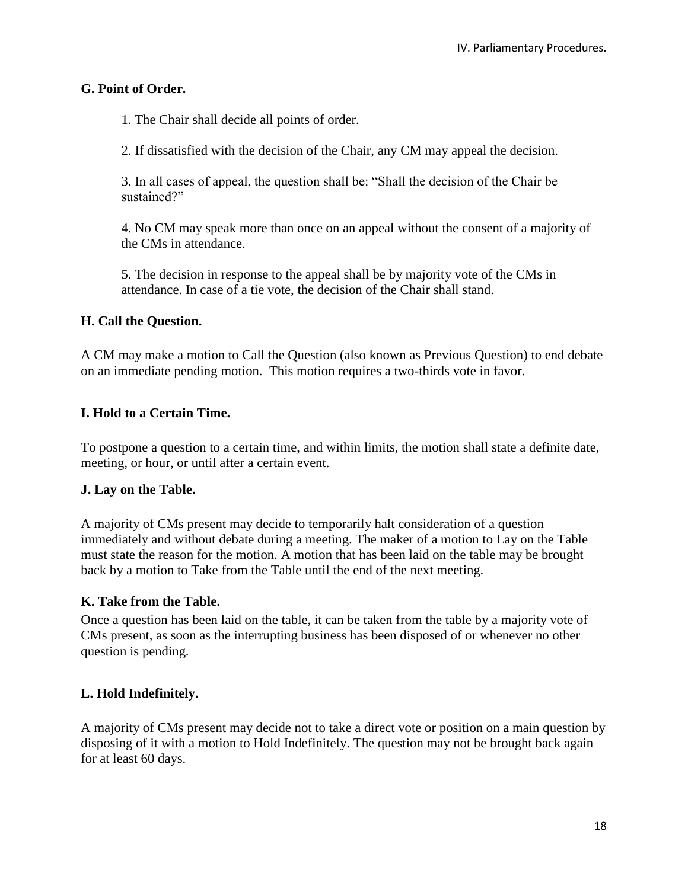### G. Point of Order.

1. The Chair shall decide all points of order.

2. If dissatisfied with the decision of the Chair, any CM may appeal the decision.

3. In all cases of appeal, the question shall be: "Shall the decision of the Chair be sustained?"

4. No CM may speak more than once on an appeal without the consent of a majority of the CMs in attendance.

5. The decision in response to the appeal shall be by majority vote of the CMs in attendance. In case of a tie vote, the decision of the Chair shall stand.

### H. Call the Question.

A CM may make a motion to Call the Question (also known as Previous Question) to end debate on an immediate pending motion. This motion requires a two-thirds vote in favor.

### I. Hold to a Certain Time.

To postpone a question to a certain time, and within limits, the motion shall state a definite date, meeting, or hour, or until after a certain event.

### J. Lay on the Table.

A majority of CMs present may decide to temporarily halt consideration of a question immediately and without debate during a meeting. The maker of a motion to Lay on the Table must state the reason for the motion. A motion that has been laid on the table may be brought back by a motion to Take from the Table until the end of the next meeting.

### K. Take from the Table.

Once a question has been laid on the table, it can be taken from the table by a majority vote of CMs present, as soon as the interrupting business has been disposed of or whenever no other question is pending.

### L. Hold Indefinitely.

A majority of CMs present may decide not to take a direct vote or position on a main question by disposing of it with a motion to Hold Indefinitely. The question may not be brought back again for at least 60 days.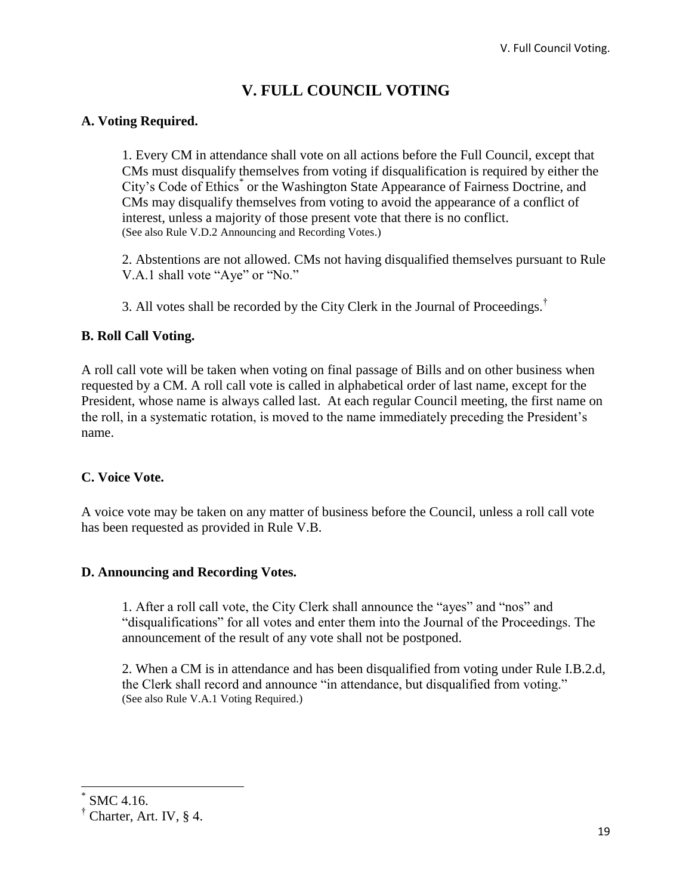# V. FULL COUNCIL VOTING

## A. Voting Required.

1. Every CM in attendance shall vote on all actions before the Full Council, except that CMs must disqualify themselves from voting if disqualification is required by either the City's Code of Ethics[*] or the Washington State Appearance of Fairness Doctrine, and CMs may disqualify themselves from voting to avoid the appearance of a conflict of interest, unless a majority of those present vote that there is no conflict.
(See also Rule V.D.2 Announcing and Recording Votes.)

2. Abstentions are not allowed. CMs not having disqualified themselves pursuant to Rule V.A.1 shall vote "Aye" or "No."

3. All votes shall be recorded by the City Clerk in the Journal of Proceedings.[†]

## B. Roll Call Voting.

A roll call vote will be taken when voting on final passage of Bills and on other business when requested by a CM. A roll call vote is called in alphabetical order of last name, except for the President, whose name is always called last. At each regular Council meeting, the first name on the roll, in a systematic rotation, is moved to the name immediately preceding the President's name.

## C. Voice Vote.

A voice vote may be taken on any matter of business before the Council, unless a roll call vote has been requested as provided in Rule V.B.

## D. Announcing and Recording Votes.

1. After a roll call vote, the City Clerk shall announce the "ayes" and "nos" and "disqualifications" for all votes and enter them into the Journal of the Proceedings. The announcement of the result of any vote shall not be postponed.

2. When a CM is in attendance and has been disqualified from voting under Rule I.B.2.d, the Clerk shall record and announce "in attendance, but disqualified from voting."
(See also Rule V.A.1 Voting Required.)

---

[*] SMC 4.16.

[†] Charter, Art. IV, § 4.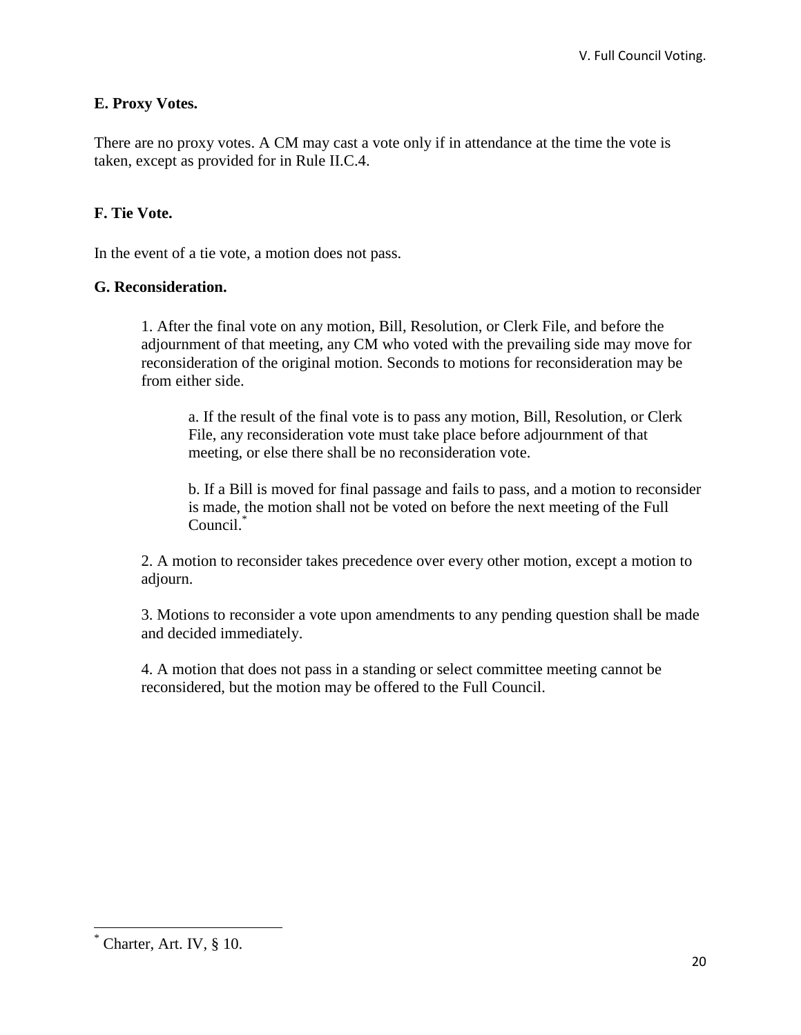### E. Proxy Votes.

There are no proxy votes. A CM may cast a vote only if in attendance at the time the vote is taken, except as provided for in Rule II.C.4.

### F. Tie Vote.

In the event of a tie vote, a motion does not pass.

### G. Reconsideration.

1. After the final vote on any motion, Bill, Resolution, or Clerk File, and before the adjournment of that meeting, any CM who voted with the prevailing side may move for reconsideration of the original motion. Seconds to motions for reconsideration may be from either side.

    a. If the result of the final vote is to pass any motion, Bill, Resolution, or Clerk File, any reconsideration vote must take place before adjournment of that meeting, or else there shall be no reconsideration vote.

    b. If a Bill is moved for final passage and fails to pass, and a motion to reconsider is made, the motion shall not be voted on before the next meeting of the Full Council.[*]

2. A motion to reconsider takes precedence over every other motion, except a motion to adjourn.

3. Motions to reconsider a vote upon amendments to any pending question shall be made and decided immediately.

4. A motion that does not pass in a standing or select committee meeting cannot be reconsidered, but the motion may be offered to the Full Council.

---

[*] Charter, Art. IV, § 10.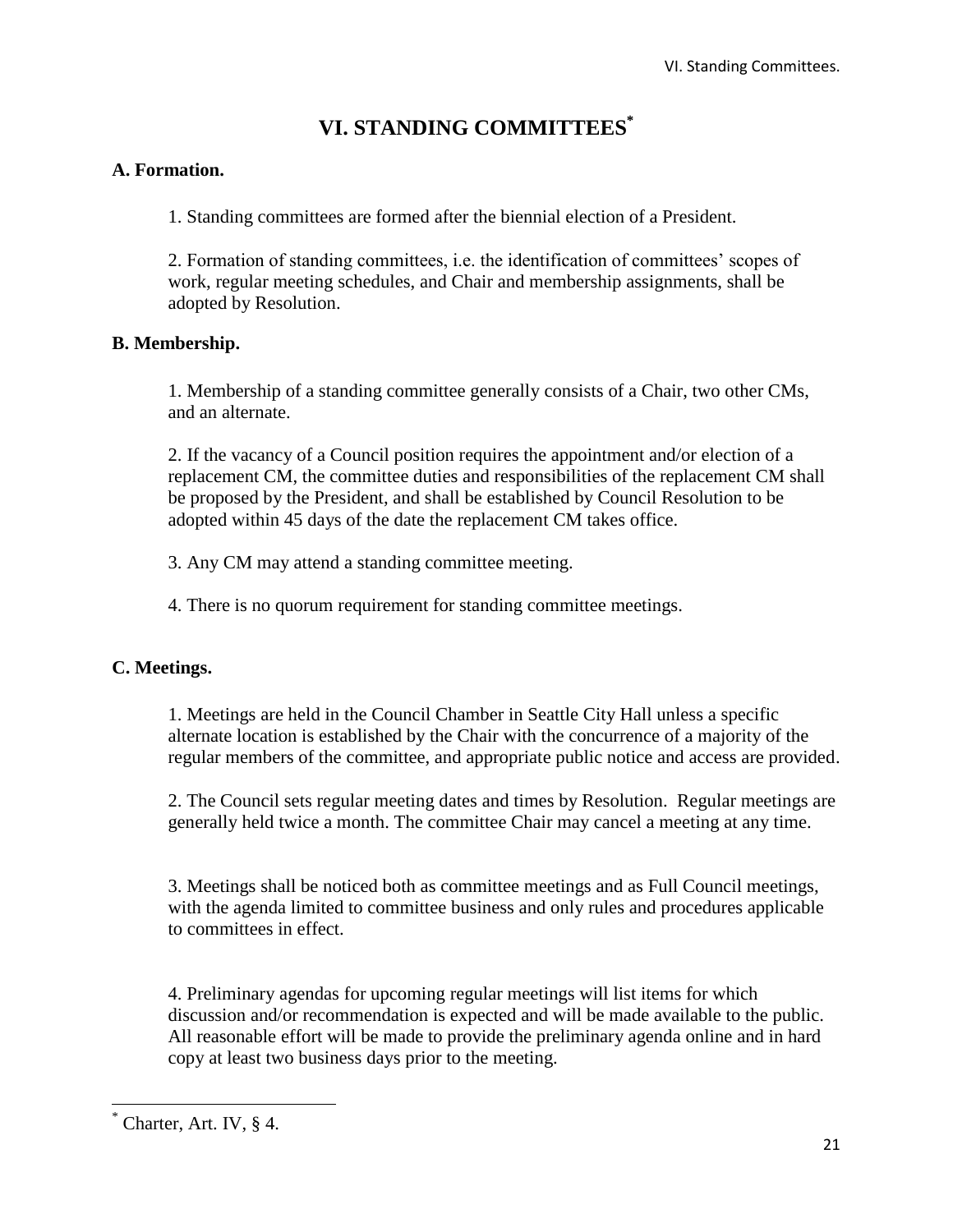# VI. STANDING COMMITTEES[*]

### A. Formation.

1. Standing committees are formed after the biennial election of a President.

2. Formation of standing committees, i.e. the identification of committees' scopes of work, regular meeting schedules, and Chair and membership assignments, shall be adopted by Resolution.

### B. Membership.

1. Membership of a standing committee generally consists of a Chair, two other CMs, and an alternate.

2. If the vacancy of a Council position requires the appointment and/or election of a replacement CM, the committee duties and responsibilities of the replacement CM shall be proposed by the President, and shall be established by Council Resolution to be adopted within 45 days of the date the replacement CM takes office.

3. Any CM may attend a standing committee meeting.

4. There is no quorum requirement for standing committee meetings.

### C. Meetings.

1. Meetings are held in the Council Chamber in Seattle City Hall unless a specific alternate location is established by the Chair with the concurrence of a majority of the regular members of the committee, and appropriate public notice and access are provided.

2. The Council sets regular meeting dates and times by Resolution. Regular meetings are generally held twice a month. The committee Chair may cancel a meeting at any time.

3. Meetings shall be noticed both as committee meetings and as Full Council meetings, with the agenda limited to committee business and only rules and procedures applicable to committees in effect.

4. Preliminary agendas for upcoming regular meetings will list items for which discussion and/or recommendation is expected and will be made available to the public. All reasonable effort will be made to provide the preliminary agenda online and in hard copy at least two business days prior to the meeting.

---

[*] Charter, Art. IV, § 4.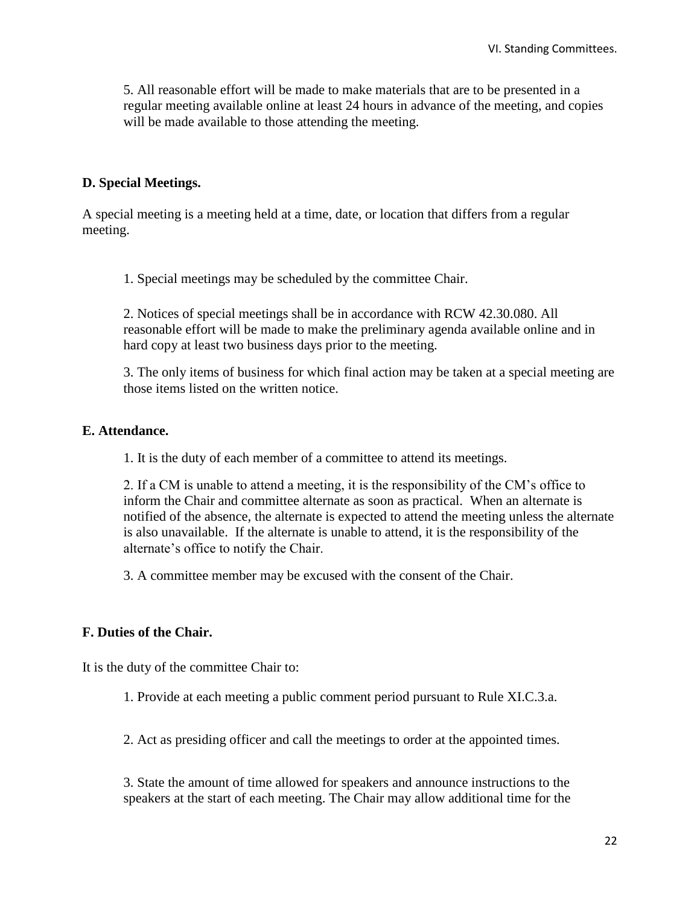5. All reasonable effort will be made to make materials that are to be presented in a regular meeting available online at least 24 hours in advance of the meeting, and copies will be made available to those attending the meeting.

**D. Special Meetings.**

A special meeting is a meeting held at a time, date, or location that differs from a regular meeting.

1. Special meetings may be scheduled by the committee Chair.

2. Notices of special meetings shall be in accordance with RCW 42.30.080. All reasonable effort will be made to make the preliminary agenda available online and in hard copy at least two business days prior to the meeting.

3. The only items of business for which final action may be taken at a special meeting are those items listed on the written notice.

**E. Attendance.**

1. It is the duty of each member of a committee to attend its meetings.

2. If a CM is unable to attend a meeting, it is the responsibility of the CM's office to inform the Chair and committee alternate as soon as practical. When an alternate is notified of the absence, the alternate is expected to attend the meeting unless the alternate is also unavailable. If the alternate is unable to attend, it is the responsibility of the alternate's office to notify the Chair.

3. A committee member may be excused with the consent of the Chair.

**F. Duties of the Chair.**

It is the duty of the committee Chair to:

1. Provide at each meeting a public comment period pursuant to Rule XI.C.3.a.

2. Act as presiding officer and call the meetings to order at the appointed times.

3. State the amount of time allowed for speakers and announce instructions to the speakers at the start of each meeting. The Chair may allow additional time for the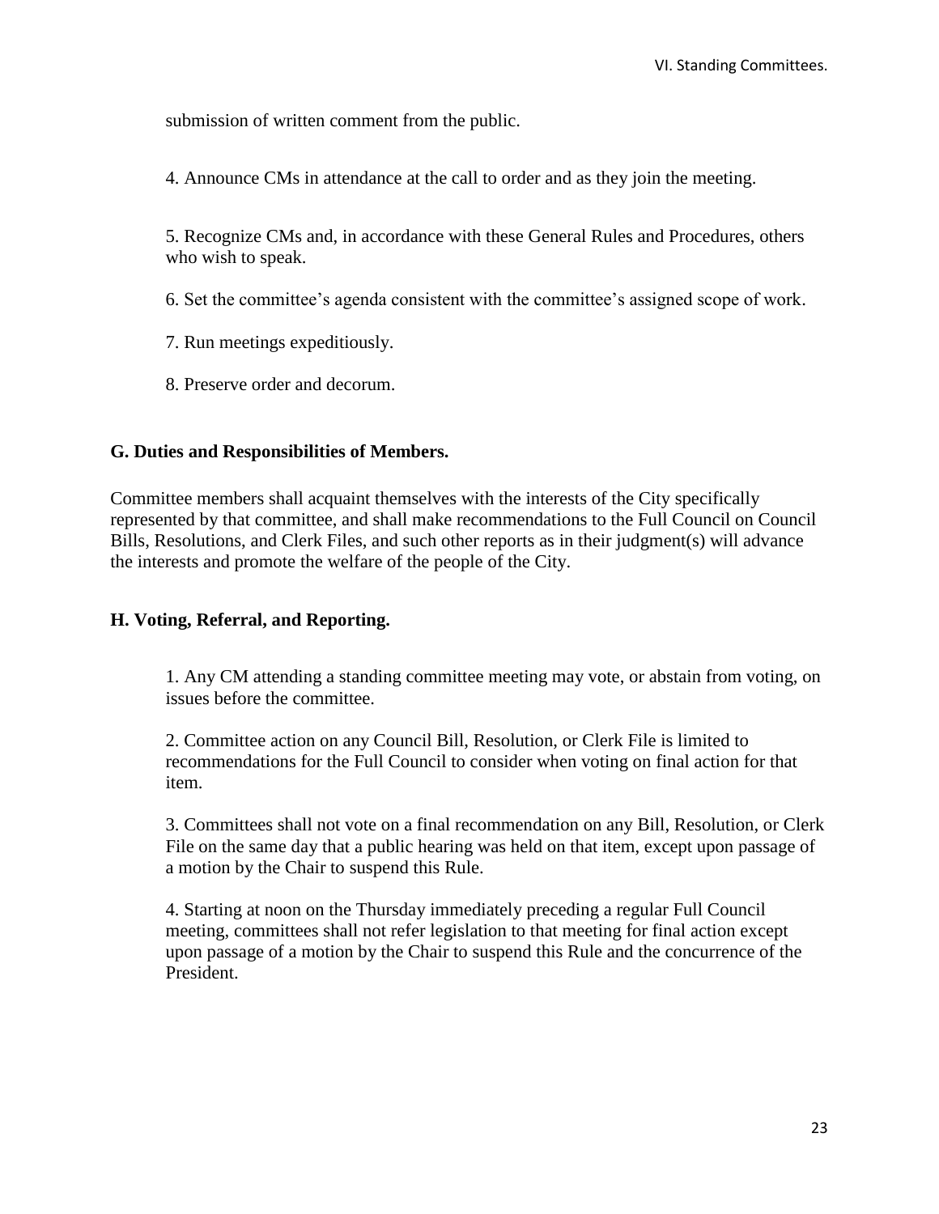submission of written comment from the public.

4. Announce CMs in attendance at the call to order and as they join the meeting.

5. Recognize CMs and, in accordance with these General Rules and Procedures, others who wish to speak.

6. Set the committee's agenda consistent with the committee's assigned scope of work.

7. Run meetings expeditiously.

8. Preserve order and decorum.

### G. Duties and Responsibilities of Members.

Committee members shall acquaint themselves with the interests of the City specifically represented by that committee, and shall make recommendations to the Full Council on Council Bills, Resolutions, and Clerk Files, and such other reports as in their judgment(s) will advance the interests and promote the welfare of the people of the City.

### H. Voting, Referral, and Reporting.

1. Any CM attending a standing committee meeting may vote, or abstain from voting, on issues before the committee.

2. Committee action on any Council Bill, Resolution, or Clerk File is limited to recommendations for the Full Council to consider when voting on final action for that item.

3. Committees shall not vote on a final recommendation on any Bill, Resolution, or Clerk File on the same day that a public hearing was held on that item, except upon passage of a motion by the Chair to suspend this Rule.

4. Starting at noon on the Thursday immediately preceding a regular Full Council meeting, committees shall not refer legislation to that meeting for final action except upon passage of a motion by the Chair to suspend this Rule and the concurrence of the President.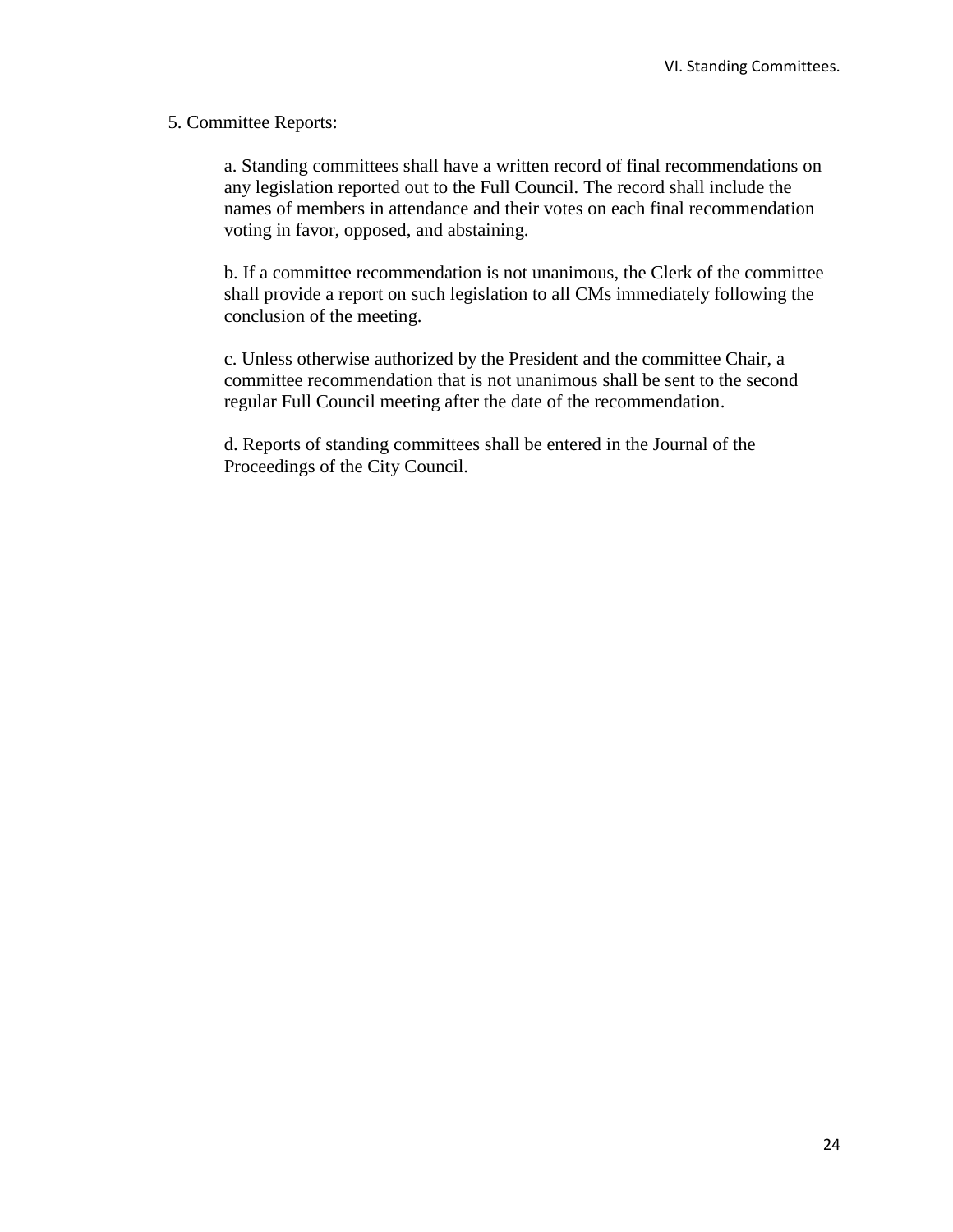5. Committee Reports:

a. Standing committees shall have a written record of final recommendations on any legislation reported out to the Full Council. The record shall include the names of members in attendance and their votes on each final recommendation voting in favor, opposed, and abstaining.

b. If a committee recommendation is not unanimous, the Clerk of the committee shall provide a report on such legislation to all CMs immediately following the conclusion of the meeting.

c. Unless otherwise authorized by the President and the committee Chair, a committee recommendation that is not unanimous shall be sent to the second regular Full Council meeting after the date of the recommendation.

d. Reports of standing committees shall be entered in the Journal of the Proceedings of the City Council.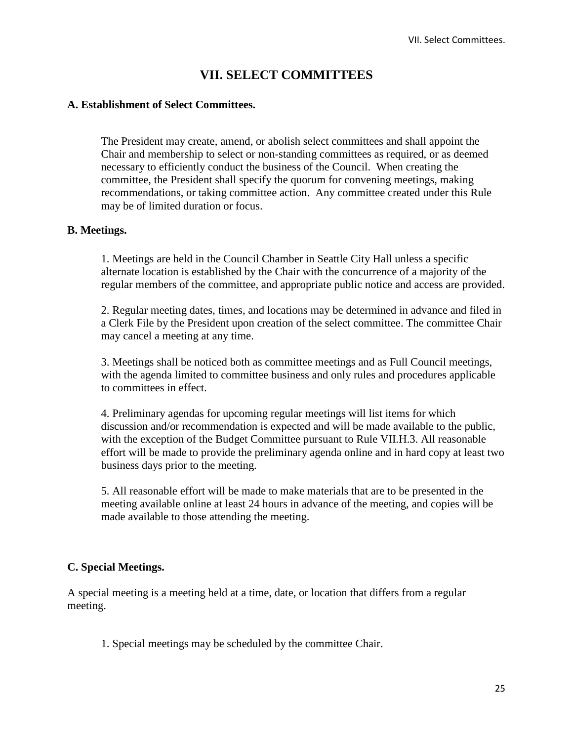# VII. SELECT COMMITTEES

### A. Establishment of Select Committees.

The President may create, amend, or abolish select committees and shall appoint the Chair and membership to select or non-standing committees as required, or as deemed necessary to efficiently conduct the business of the Council. When creating the committee, the President shall specify the quorum for convening meetings, making recommendations, or taking committee action. Any committee created under this Rule may be of limited duration or focus.

### B. Meetings.

1. Meetings are held in the Council Chamber in Seattle City Hall unless a specific alternate location is established by the Chair with the concurrence of a majority of the regular members of the committee, and appropriate public notice and access are provided.

2. Regular meeting dates, times, and locations may be determined in advance and filed in a Clerk File by the President upon creation of the select committee. The committee Chair may cancel a meeting at any time.

3. Meetings shall be noticed both as committee meetings and as Full Council meetings, with the agenda limited to committee business and only rules and procedures applicable to committees in effect.

4. Preliminary agendas for upcoming regular meetings will list items for which discussion and/or recommendation is expected and will be made available to the public, with the exception of the Budget Committee pursuant to Rule VII.H.3. All reasonable effort will be made to provide the preliminary agenda online and in hard copy at least two business days prior to the meeting.

5. All reasonable effort will be made to make materials that are to be presented in the meeting available online at least 24 hours in advance of the meeting, and copies will be made available to those attending the meeting.

### C. Special Meetings.

A special meeting is a meeting held at a time, date, or location that differs from a regular meeting.

1. Special meetings may be scheduled by the committee Chair.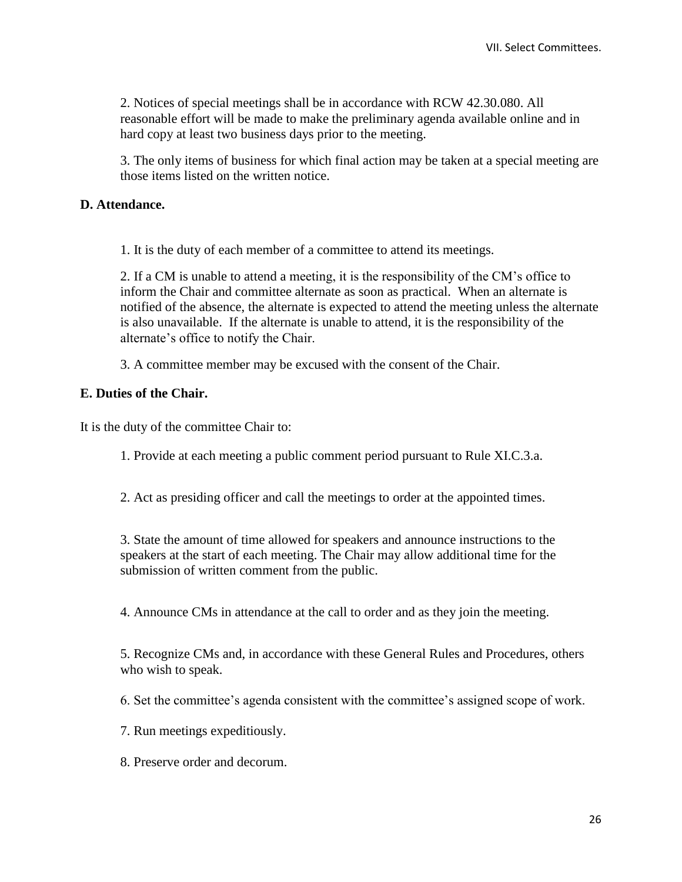2. Notices of special meetings shall be in accordance with RCW 42.30.080. All reasonable effort will be made to make the preliminary agenda available online and in hard copy at least two business days prior to the meeting.

3. The only items of business for which final action may be taken at a special meeting are those items listed on the written notice.

**D. Attendance.**

1. It is the duty of each member of a committee to attend its meetings.

2. If a CM is unable to attend a meeting, it is the responsibility of the CM's office to inform the Chair and committee alternate as soon as practical. When an alternate is notified of the absence, the alternate is expected to attend the meeting unless the alternate is also unavailable. If the alternate is unable to attend, it is the responsibility of the alternate's office to notify the Chair.

3. A committee member may be excused with the consent of the Chair.

**E. Duties of the Chair.**

It is the duty of the committee Chair to:

1. Provide at each meeting a public comment period pursuant to Rule XI.C.3.a.

2. Act as presiding officer and call the meetings to order at the appointed times.

3. State the amount of time allowed for speakers and announce instructions to the speakers at the start of each meeting. The Chair may allow additional time for the submission of written comment from the public.

4. Announce CMs in attendance at the call to order and as they join the meeting.

5. Recognize CMs and, in accordance with these General Rules and Procedures, others who wish to speak.

6. Set the committee's agenda consistent with the committee's assigned scope of work.

7. Run meetings expeditiously.

8. Preserve order and decorum.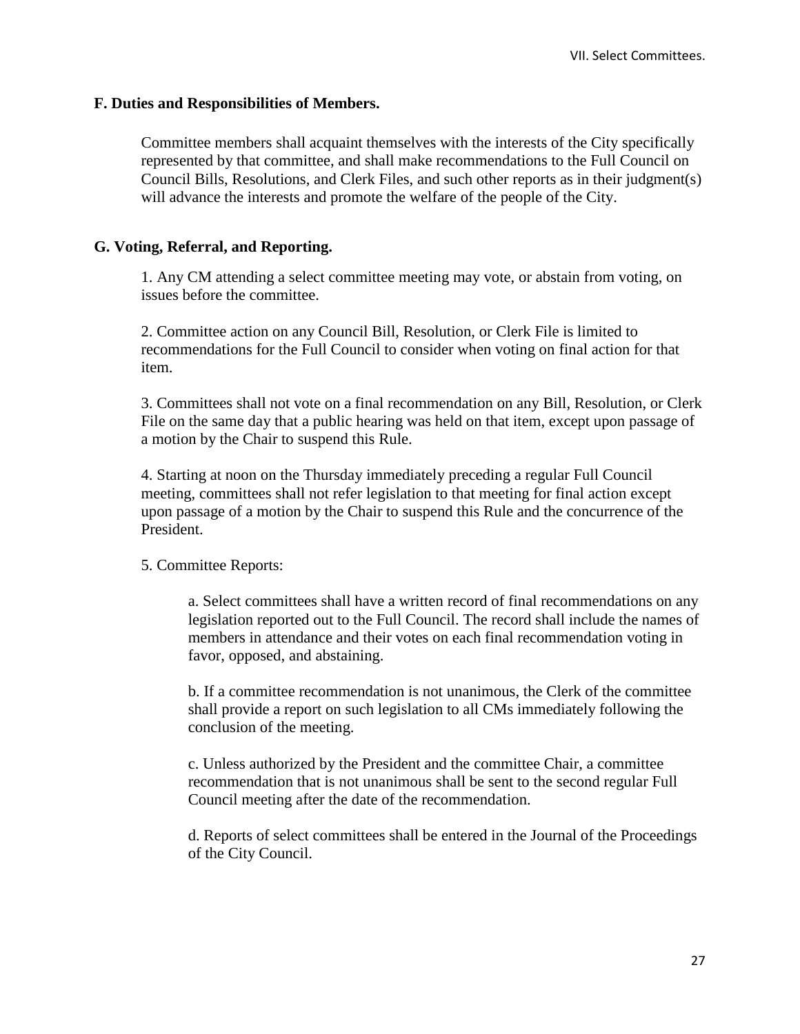### F. Duties and Responsibilities of Members.

Committee members shall acquaint themselves with the interests of the City specifically represented by that committee, and shall make recommendations to the Full Council on Council Bills, Resolutions, and Clerk Files, and such other reports as in their judgment(s) will advance the interests and promote the welfare of the people of the City.

### G. Voting, Referral, and Reporting.

1. Any CM attending a select committee meeting may vote, or abstain from voting, on issues before the committee.

2. Committee action on any Council Bill, Resolution, or Clerk File is limited to recommendations for the Full Council to consider when voting on final action for that item.

3. Committees shall not vote on a final recommendation on any Bill, Resolution, or Clerk File on the same day that a public hearing was held on that item, except upon passage of a motion by the Chair to suspend this Rule.

4. Starting at noon on the Thursday immediately preceding a regular Full Council meeting, committees shall not refer legislation to that meeting for final action except upon passage of a motion by the Chair to suspend this Rule and the concurrence of the President.

5. Committee Reports:

   a. Select committees shall have a written record of final recommendations on any legislation reported out to the Full Council. The record shall include the names of members in attendance and their votes on each final recommendation voting in favor, opposed, and abstaining.

   b. If a committee recommendation is not unanimous, the Clerk of the committee shall provide a report on such legislation to all CMs immediately following the conclusion of the meeting.

   c. Unless authorized by the President and the committee Chair, a committee recommendation that is not unanimous shall be sent to the second regular Full Council meeting after the date of the recommendation.

   d. Reports of select committees shall be entered in the Journal of the Proceedings of the City Council.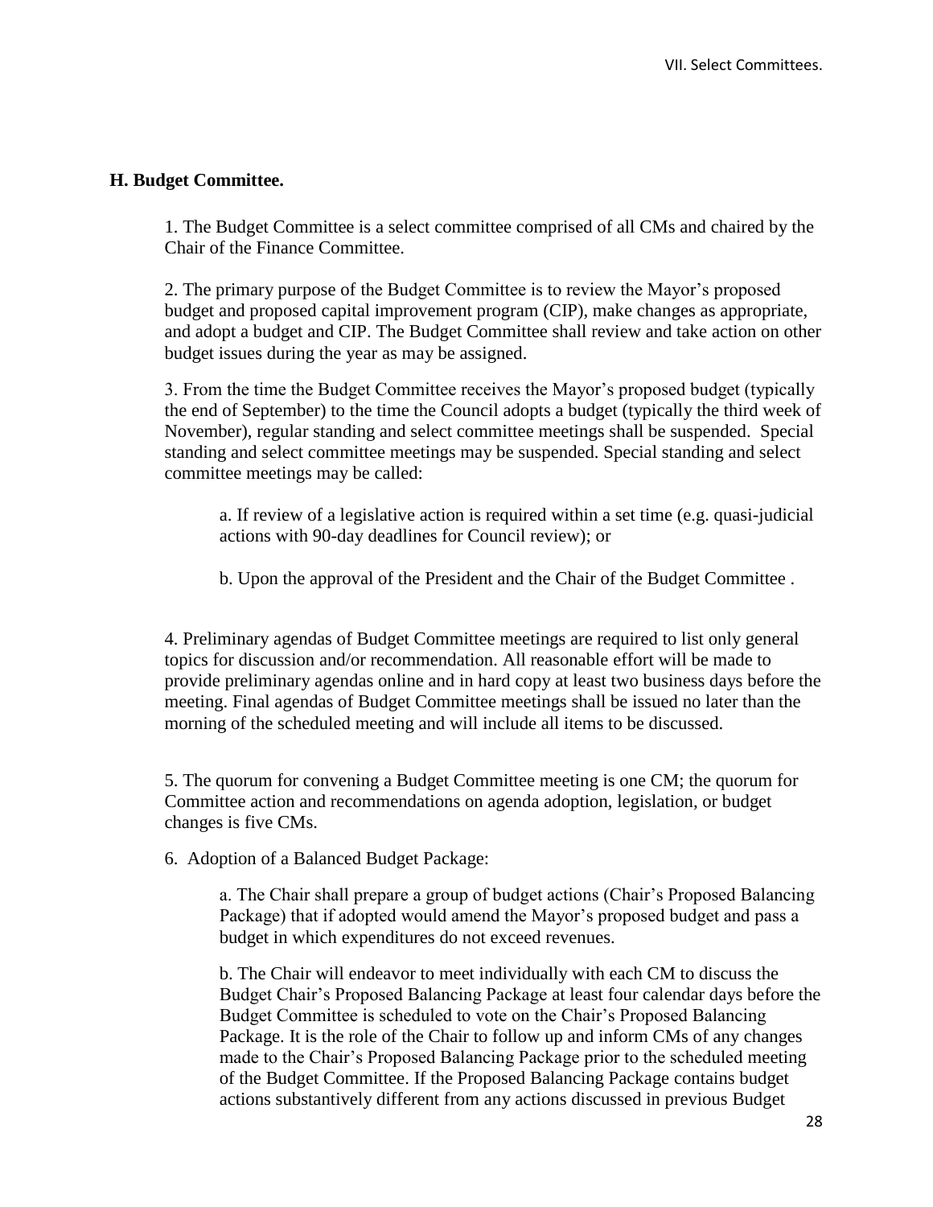## H. Budget Committee.

1. The Budget Committee is a select committee comprised of all CMs and chaired by the Chair of the Finance Committee.

2. The primary purpose of the Budget Committee is to review the Mayor's proposed budget and proposed capital improvement program (CIP), make changes as appropriate, and adopt a budget and CIP. The Budget Committee shall review and take action on other budget issues during the year as may be assigned.

3. From the time the Budget Committee receives the Mayor's proposed budget (typically the end of September) to the time the Council adopts a budget (typically the third week of November), regular standing and select committee meetings shall be suspended. Special standing and select committee meetings may be suspended. Special standing and select committee meetings may be called:

   a. If review of a legislative action is required within a set time (e.g. quasi-judicial actions with 90-day deadlines for Council review); or

   b. Upon the approval of the President and the Chair of the Budget Committee .

4. Preliminary agendas of Budget Committee meetings are required to list only general topics for discussion and/or recommendation. All reasonable effort will be made to provide preliminary agendas online and in hard copy at least two business days before the meeting. Final agendas of Budget Committee meetings shall be issued no later than the morning of the scheduled meeting and will include all items to be discussed.

5. The quorum for convening a Budget Committee meeting is one CM; the quorum for Committee action and recommendations on agenda adoption, legislation, or budget changes is five CMs.

6. Adoption of a Balanced Budget Package:

   a. The Chair shall prepare a group of budget actions (Chair's Proposed Balancing Package) that if adopted would amend the Mayor's proposed budget and pass a budget in which expenditures do not exceed revenues.

   b. The Chair will endeavor to meet individually with each CM to discuss the Budget Chair's Proposed Balancing Package at least four calendar days before the Budget Committee is scheduled to vote on the Chair's Proposed Balancing Package. It is the role of the Chair to follow up and inform CMs of any changes made to the Chair's Proposed Balancing Package prior to the scheduled meeting of the Budget Committee. If the Proposed Balancing Package contains budget actions substantively different from any actions discussed in previous Budget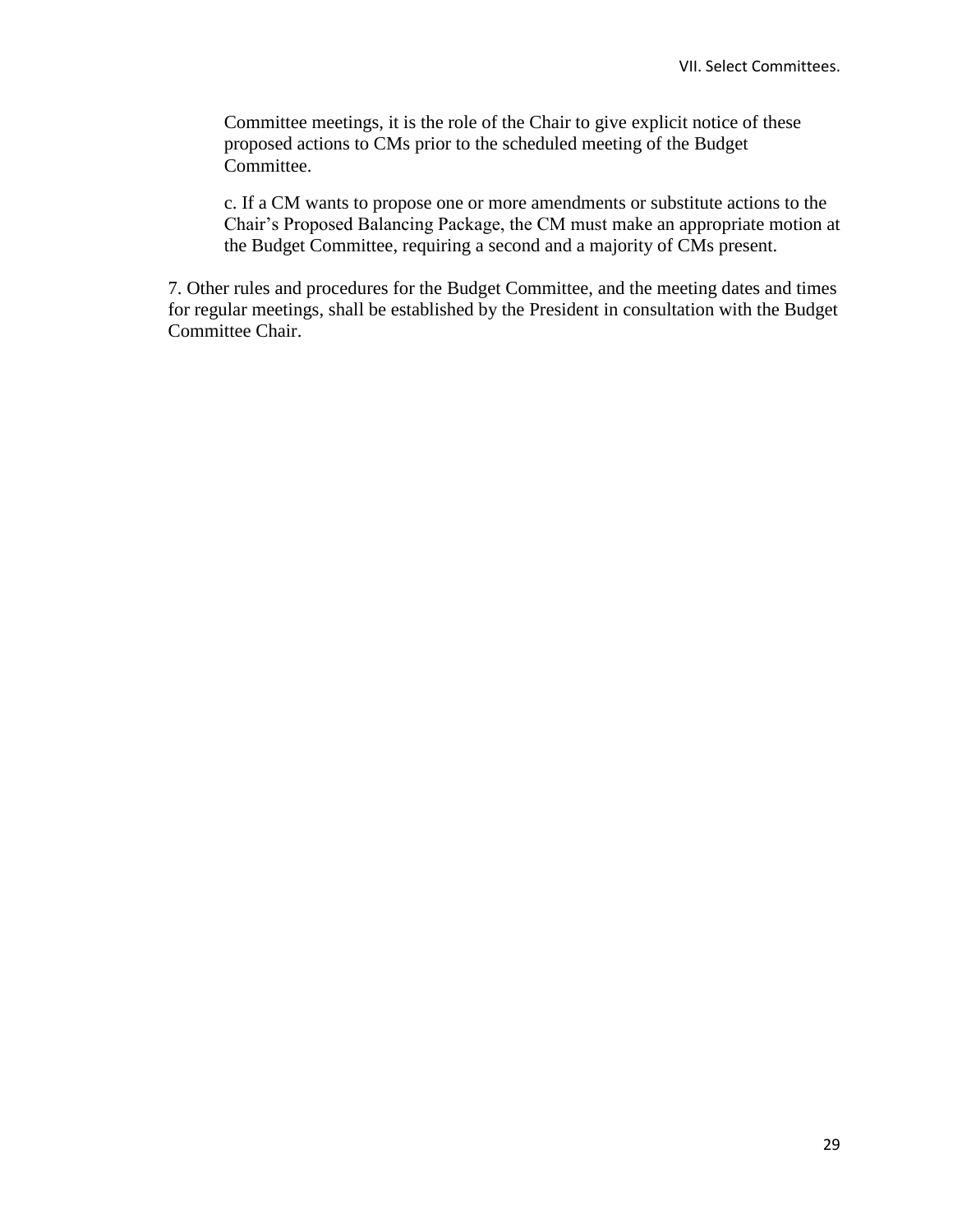Committee meetings, it is the role of the Chair to give explicit notice of these proposed actions to CMs prior to the scheduled meeting of the Budget Committee.

c. If a CM wants to propose one or more amendments or substitute actions to the Chair's Proposed Balancing Package, the CM must make an appropriate motion at the Budget Committee, requiring a second and a majority of CMs present.

7. Other rules and procedures for the Budget Committee, and the meeting dates and times for regular meetings, shall be established by the President in consultation with the Budget Committee Chair.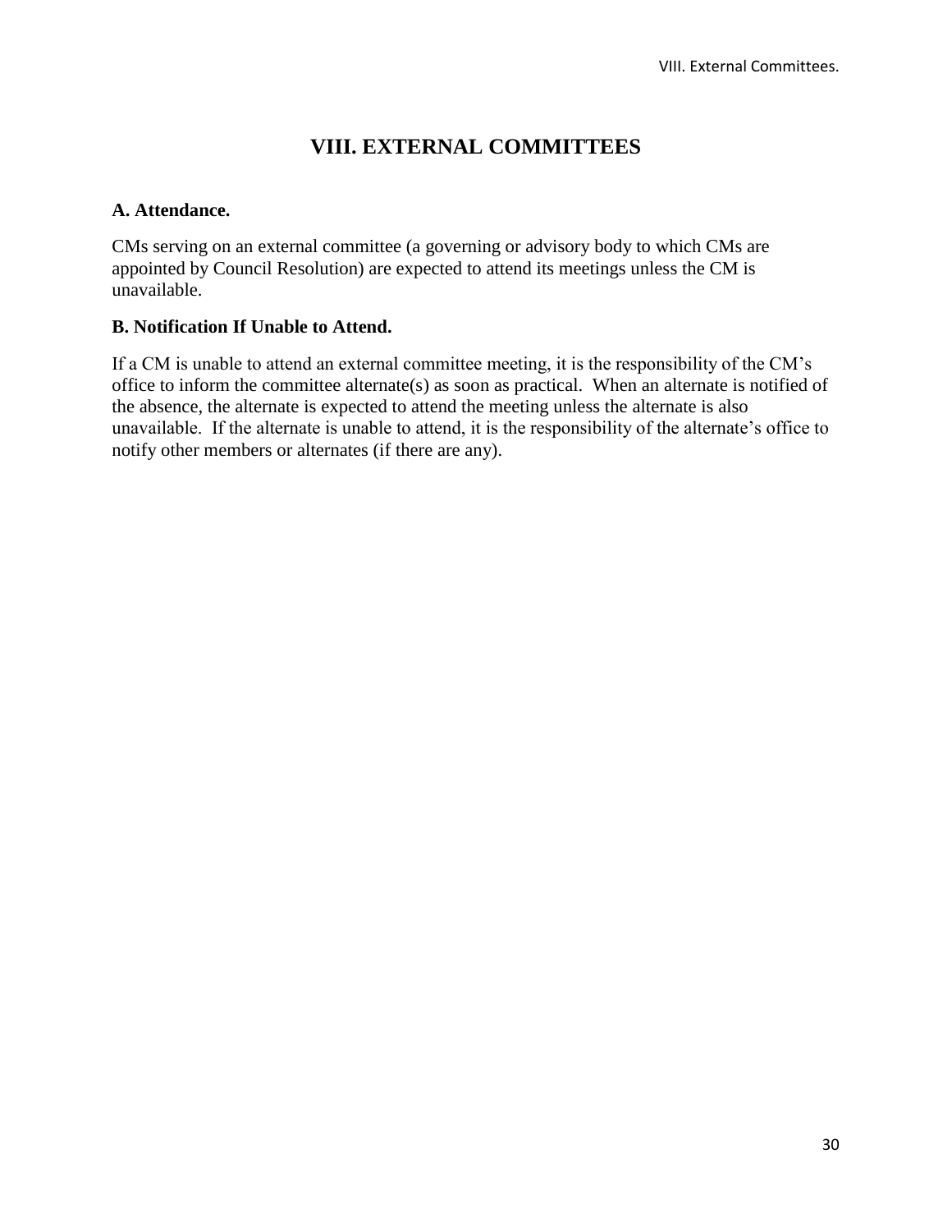# VIII. EXTERNAL COMMITTEES

### A. Attendance.

CMs serving on an external committee (a governing or advisory body to which CMs are appointed by Council Resolution) are expected to attend its meetings unless the CM is unavailable.

### B. Notification If Unable to Attend.

If a CM is unable to attend an external committee meeting, it is the responsibility of the CM's office to inform the committee alternate(s) as soon as practical. When an alternate is notified of the absence, the alternate is expected to attend the meeting unless the alternate is also unavailable. If the alternate is unable to attend, it is the responsibility of the alternate's office to notify other members or alternates (if there are any).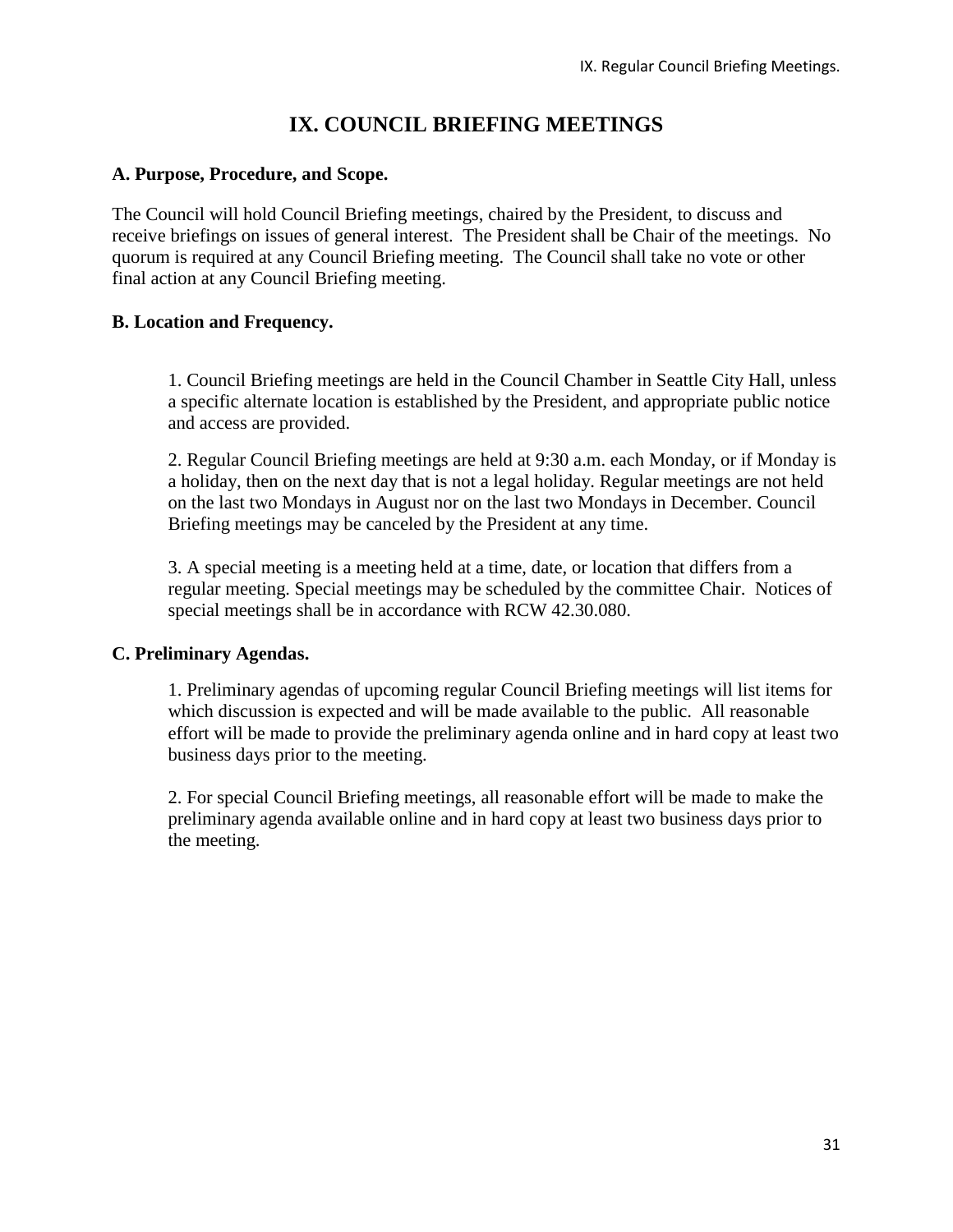# IX. COUNCIL BRIEFING MEETINGS

### A. Purpose, Procedure, and Scope.

The Council will hold Council Briefing meetings, chaired by the President, to discuss and receive briefings on issues of general interest. The President shall be Chair of the meetings. No quorum is required at any Council Briefing meeting. The Council shall take no vote or other final action at any Council Briefing meeting.

### B. Location and Frequency.

1. Council Briefing meetings are held in the Council Chamber in Seattle City Hall, unless a specific alternate location is established by the President, and appropriate public notice and access are provided.

2. Regular Council Briefing meetings are held at 9:30 a.m. each Monday, or if Monday is a holiday, then on the next day that is not a legal holiday. Regular meetings are not held on the last two Mondays in August nor on the last two Mondays in December. Council Briefing meetings may be canceled by the President at any time.

3. A special meeting is a meeting held at a time, date, or location that differs from a regular meeting. Special meetings may be scheduled by the committee Chair. Notices of special meetings shall be in accordance with RCW 42.30.080.

### C. Preliminary Agendas.

1. Preliminary agendas of upcoming regular Council Briefing meetings will list items for which discussion is expected and will be made available to the public. All reasonable effort will be made to provide the preliminary agenda online and in hard copy at least two business days prior to the meeting.

2. For special Council Briefing meetings, all reasonable effort will be made to make the preliminary agenda available online and in hard copy at least two business days prior to the meeting.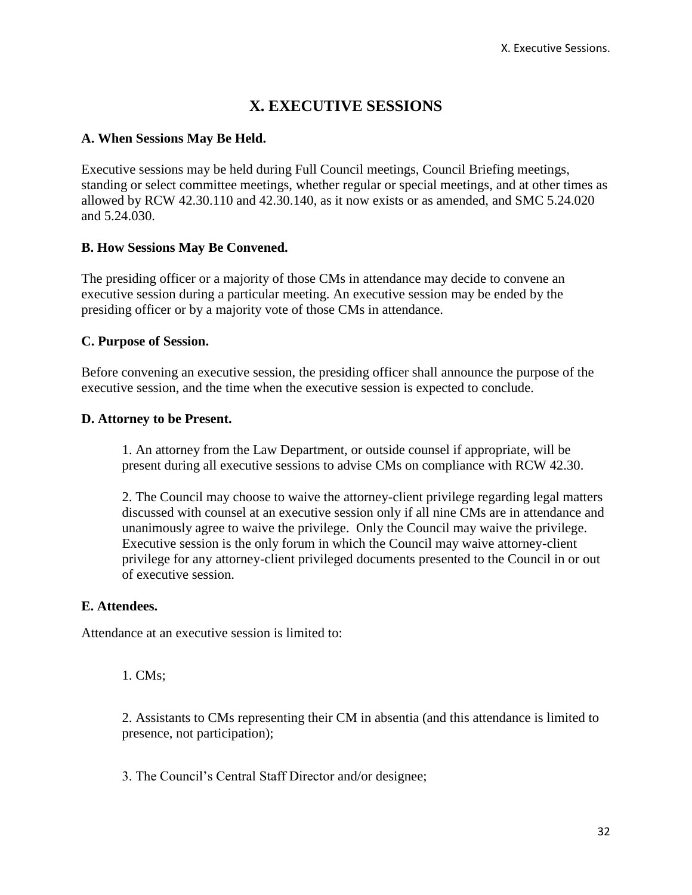# X. EXECUTIVE SESSIONS

**A. When Sessions May Be Held.**

Executive sessions may be held during Full Council meetings, Council Briefing meetings, standing or select committee meetings, whether regular or special meetings, and at other times as allowed by RCW 42.30.110 and 42.30.140, as it now exists or as amended, and SMC 5.24.020 and 5.24.030.

**B. How Sessions May Be Convened.**

The presiding officer or a majority of those CMs in attendance may decide to convene an executive session during a particular meeting. An executive session may be ended by the presiding officer or by a majority vote of those CMs in attendance.

**C. Purpose of Session.**

Before convening an executive session, the presiding officer shall announce the purpose of the executive session, and the time when the executive session is expected to conclude.

**D. Attorney to be Present.**

1. An attorney from the Law Department, or outside counsel if appropriate, will be present during all executive sessions to advise CMs on compliance with RCW 42.30.

2. The Council may choose to waive the attorney-client privilege regarding legal matters discussed with counsel at an executive session only if all nine CMs are in attendance and unanimously agree to waive the privilege. Only the Council may waive the privilege. Executive session is the only forum in which the Council may waive attorney-client privilege for any attorney-client privileged documents presented to the Council in or out of executive session.

**E. Attendees.**

Attendance at an executive session is limited to:

1. CMs;

2. Assistants to CMs representing their CM in absentia (and this attendance is limited to presence, not participation);

3. The Council's Central Staff Director and/or designee;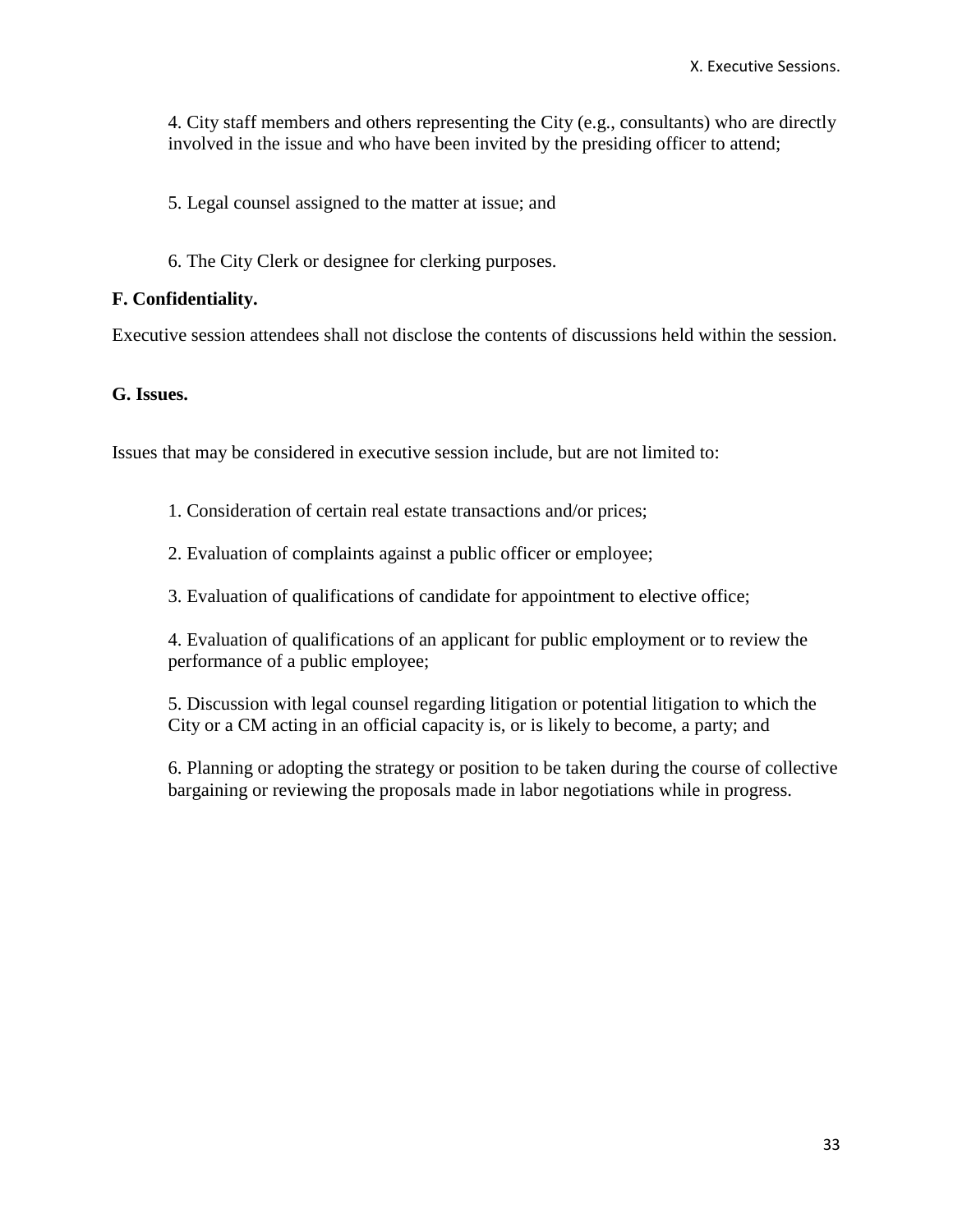4. City staff members and others representing the City (e.g., consultants) who are directly involved in the issue and who have been invited by the presiding officer to attend;

5. Legal counsel assigned to the matter at issue; and

6. The City Clerk or designee for clerking purposes.

**F. Confidentiality.**

Executive session attendees shall not disclose the contents of discussions held within the session.

**G. Issues.**

Issues that may be considered in executive session include, but are not limited to:

1. Consideration of certain real estate transactions and/or prices;

2. Evaluation of complaints against a public officer or employee;

3. Evaluation of qualifications of candidate for appointment to elective office;

4. Evaluation of qualifications of an applicant for public employment or to review the performance of a public employee;

5. Discussion with legal counsel regarding litigation or potential litigation to which the City or a CM acting in an official capacity is, or is likely to become, a party; and

6. Planning or adopting the strategy or position to be taken during the course of collective bargaining or reviewing the proposals made in labor negotiations while in progress.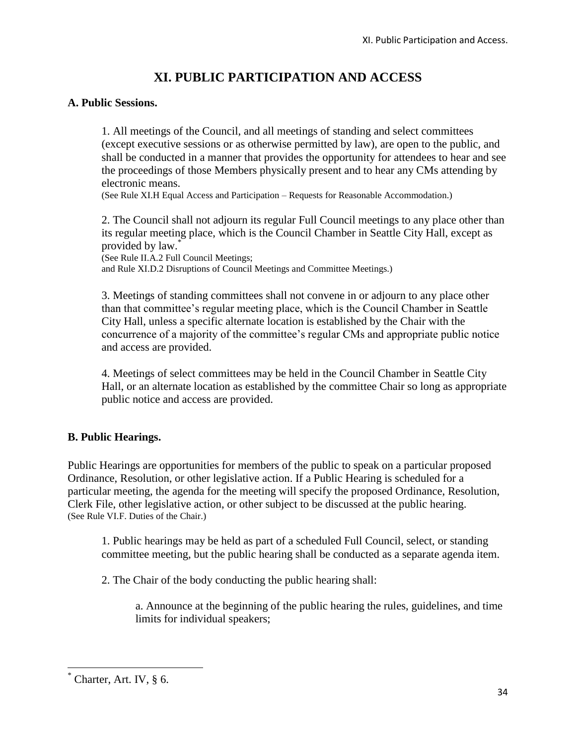# XI. PUBLIC PARTICIPATION AND ACCESS

### A. Public Sessions.

1. All meetings of the Council, and all meetings of standing and select committees (except executive sessions or as otherwise permitted by law), are open to the public, and shall be conducted in a manner that provides the opportunity for attendees to hear and see the proceedings of those Members physically present and to hear any CMs attending by electronic means.
(See Rule XI.H Equal Access and Participation – Requests for Reasonable Accommodation.)

2. The Council shall not adjourn its regular Full Council meetings to any place other than its regular meeting place, which is the Council Chamber in Seattle City Hall, except as provided by law.[*]
(See Rule II.A.2 Full Council Meetings;
and Rule XI.D.2 Disruptions of Council Meetings and Committee Meetings.)

3. Meetings of standing committees shall not convene in or adjourn to any place other than that committee's regular meeting place, which is the Council Chamber in Seattle City Hall, unless a specific alternate location is established by the Chair with the concurrence of a majority of the committee's regular CMs and appropriate public notice and access are provided.

4. Meetings of select committees may be held in the Council Chamber in Seattle City Hall, or an alternate location as established by the committee Chair so long as appropriate public notice and access are provided.

### B. Public Hearings.

Public Hearings are opportunities for members of the public to speak on a particular proposed Ordinance, Resolution, or other legislative action. If a Public Hearing is scheduled for a particular meeting, the agenda for the meeting will specify the proposed Ordinance, Resolution, Clerk File, other legislative action, or other subject to be discussed at the public hearing.
(See Rule VI.F. Duties of the Chair.)

1. Public hearings may be held as part of a scheduled Full Council, select, or standing committee meeting, but the public hearing shall be conducted as a separate agenda item.

2. The Chair of the body conducting the public hearing shall:

   a. Announce at the beginning of the public hearing the rules, guidelines, and time limits for individual speakers;

---

[*] Charter, Art. IV, § 6.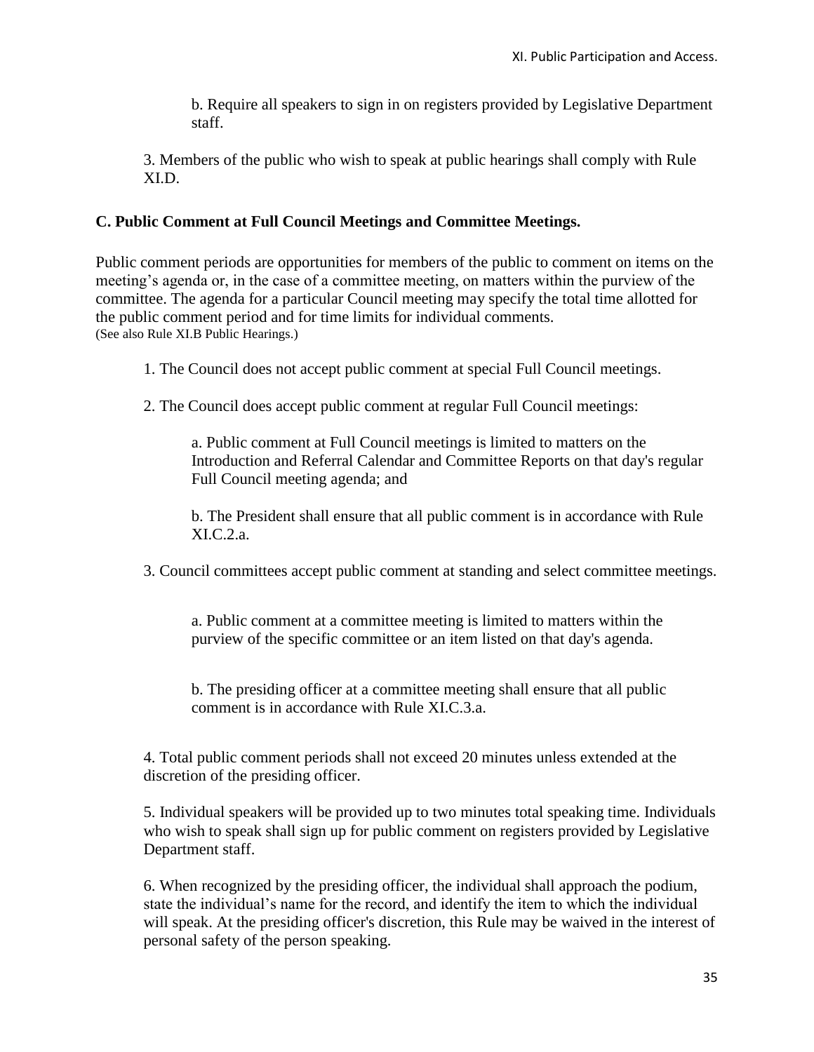b. Require all speakers to sign in on registers provided by Legislative Department staff.

3. Members of the public who wish to speak at public hearings shall comply with Rule XI.D.

### C. Public Comment at Full Council Meetings and Committee Meetings.

Public comment periods are opportunities for members of the public to comment on items on the meeting's agenda or, in the case of a committee meeting, on matters within the purview of the committee. The agenda for a particular Council meeting may specify the total time allotted for the public comment period and for time limits for individual comments.
(See also Rule XI.B Public Hearings.)

1. The Council does not accept public comment at special Full Council meetings.

2. The Council does accept public comment at regular Full Council meetings:

    a. Public comment at Full Council meetings is limited to matters on the Introduction and Referral Calendar and Committee Reports on that day's regular Full Council meeting agenda; and

    b. The President shall ensure that all public comment is in accordance with Rule XI.C.2.a.

3. Council committees accept public comment at standing and select committee meetings.

    a. Public comment at a committee meeting is limited to matters within the purview of the specific committee or an item listed on that day's agenda.

    b. The presiding officer at a committee meeting shall ensure that all public comment is in accordance with Rule XI.C.3.a.

4. Total public comment periods shall not exceed 20 minutes unless extended at the discretion of the presiding officer.

5. Individual speakers will be provided up to two minutes total speaking time. Individuals who wish to speak shall sign up for public comment on registers provided by Legislative Department staff.

6. When recognized by the presiding officer, the individual shall approach the podium, state the individual's name for the record, and identify the item to which the individual will speak. At the presiding officer's discretion, this Rule may be waived in the interest of personal safety of the person speaking.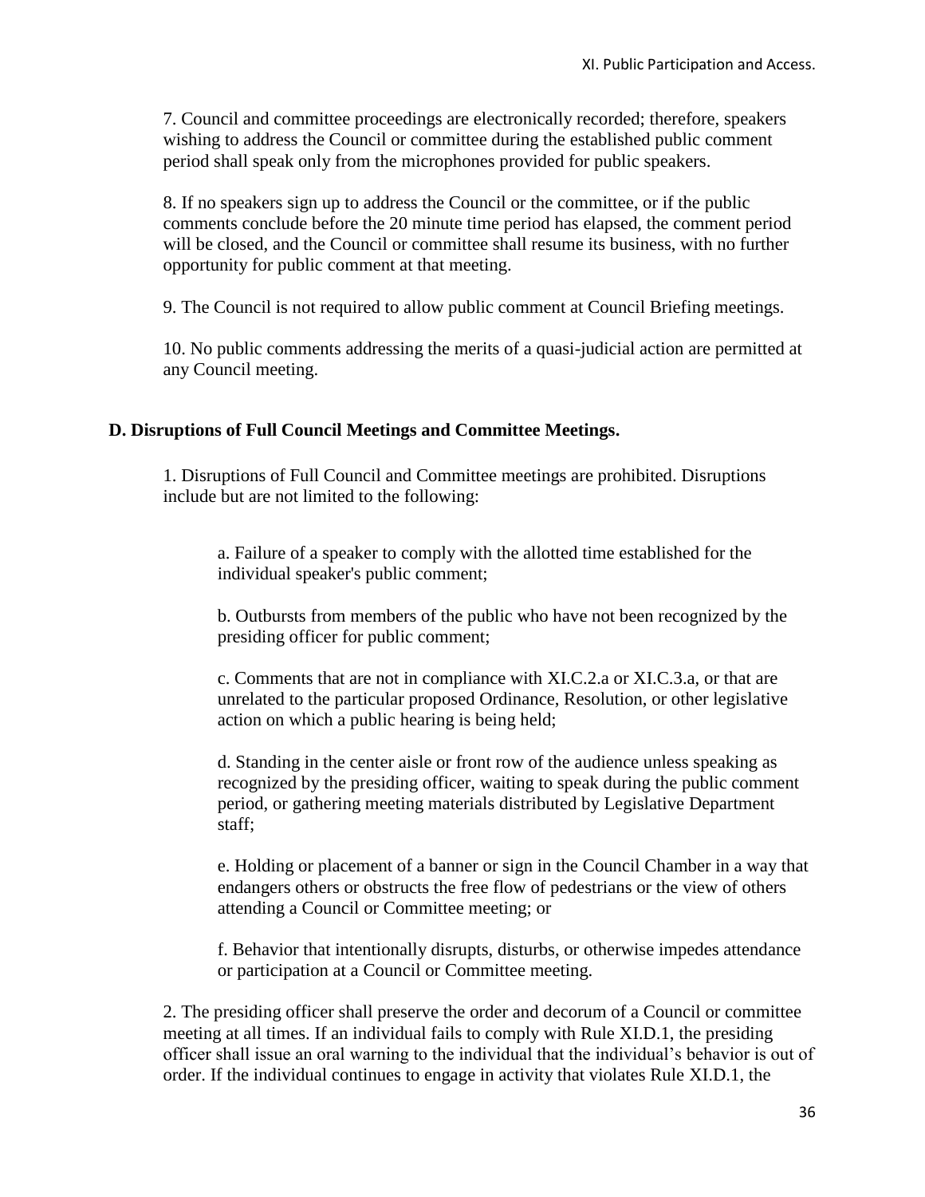7. Council and committee proceedings are electronically recorded; therefore, speakers wishing to address the Council or committee during the established public comment period shall speak only from the microphones provided for public speakers.

8. If no speakers sign up to address the Council or the committee, or if the public comments conclude before the 20 minute time period has elapsed, the comment period will be closed, and the Council or committee shall resume its business, with no further opportunity for public comment at that meeting.

9. The Council is not required to allow public comment at Council Briefing meetings.

10. No public comments addressing the merits of a quasi-judicial action are permitted at any Council meeting.

### D. Disruptions of Full Council Meetings and Committee Meetings.

1. Disruptions of Full Council and Committee meetings are prohibited. Disruptions include but are not limited to the following:

   a. Failure of a speaker to comply with the allotted time established for the individual speaker's public comment;

   b. Outbursts from members of the public who have not been recognized by the presiding officer for public comment;

   c. Comments that are not in compliance with XI.C.2.a or XI.C.3.a, or that are unrelated to the particular proposed Ordinance, Resolution, or other legislative action on which a public hearing is being held;

   d. Standing in the center aisle or front row of the audience unless speaking as recognized by the presiding officer, waiting to speak during the public comment period, or gathering meeting materials distributed by Legislative Department staff;

   e. Holding or placement of a banner or sign in the Council Chamber in a way that endangers others or obstructs the free flow of pedestrians or the view of others attending a Council or Committee meeting; or

   f. Behavior that intentionally disrupts, disturbs, or otherwise impedes attendance or participation at a Council or Committee meeting.

2. The presiding officer shall preserve the order and decorum of a Council or committee meeting at all times. If an individual fails to comply with Rule XI.D.1, the presiding officer shall issue an oral warning to the individual that the individual's behavior is out of order. If the individual continues to engage in activity that violates Rule XI.D.1, the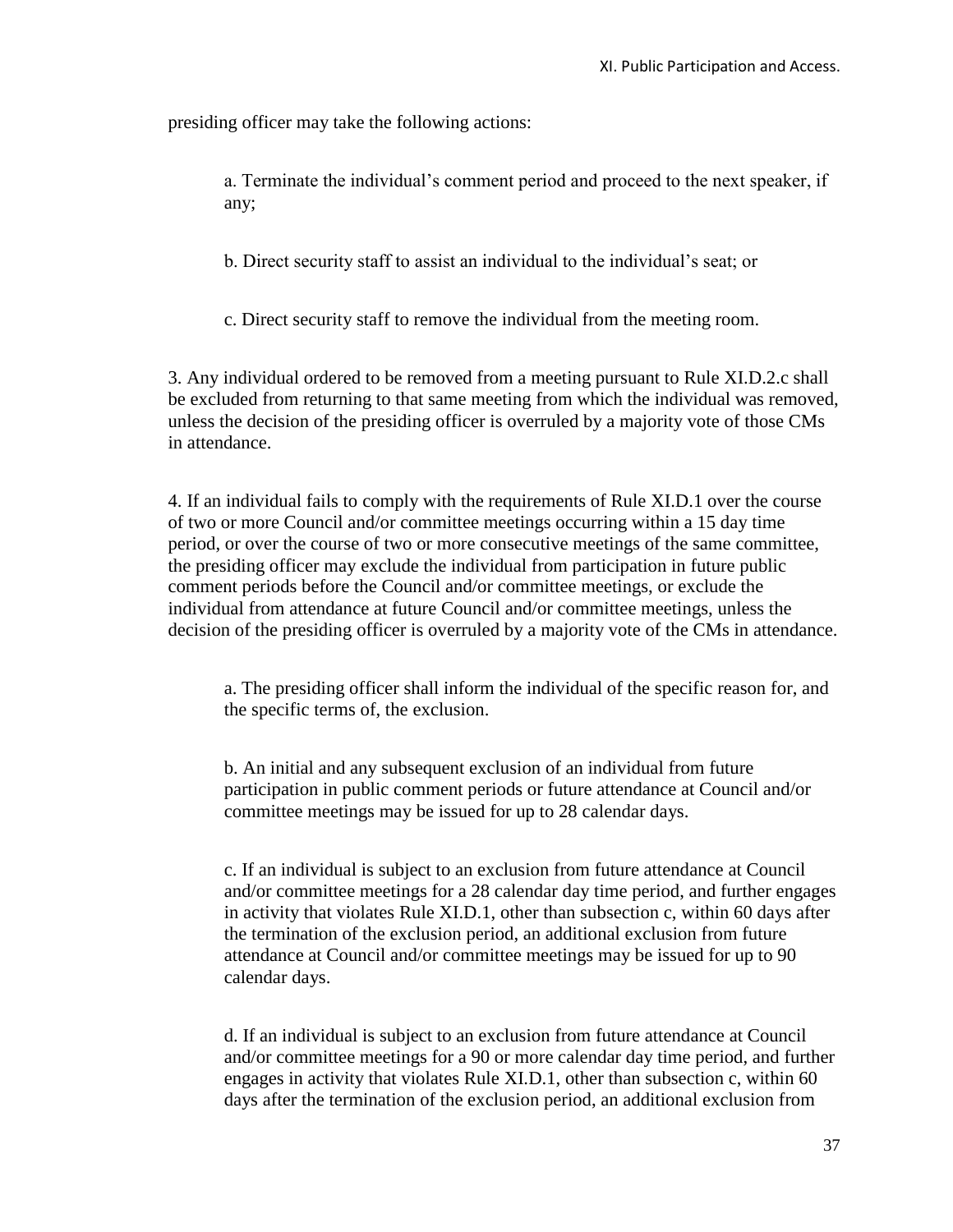presiding officer may take the following actions:

a. Terminate the individual's comment period and proceed to the next speaker, if any;

b. Direct security staff to assist an individual to the individual's seat; or

c. Direct security staff to remove the individual from the meeting room.

3. Any individual ordered to be removed from a meeting pursuant to Rule XI.D.2.c shall be excluded from returning to that same meeting from which the individual was removed, unless the decision of the presiding officer is overruled by a majority vote of those CMs in attendance.

4. If an individual fails to comply with the requirements of Rule XI.D.1 over the course of two or more Council and/or committee meetings occurring within a 15 day time period, or over the course of two or more consecutive meetings of the same committee, the presiding officer may exclude the individual from participation in future public comment periods before the Council and/or committee meetings, or exclude the individual from attendance at future Council and/or committee meetings, unless the decision of the presiding officer is overruled by a majority vote of the CMs in attendance.

a. The presiding officer shall inform the individual of the specific reason for, and the specific terms of, the exclusion.

b. An initial and any subsequent exclusion of an individual from future participation in public comment periods or future attendance at Council and/or committee meetings may be issued for up to 28 calendar days.

c. If an individual is subject to an exclusion from future attendance at Council and/or committee meetings for a 28 calendar day time period, and further engages in activity that violates Rule XI.D.1, other than subsection c, within 60 days after the termination of the exclusion period, an additional exclusion from future attendance at Council and/or committee meetings may be issued for up to 90 calendar days.

d. If an individual is subject to an exclusion from future attendance at Council and/or committee meetings for a 90 or more calendar day time period, and further engages in activity that violates Rule XI.D.1, other than subsection c, within 60 days after the termination of the exclusion period, an additional exclusion from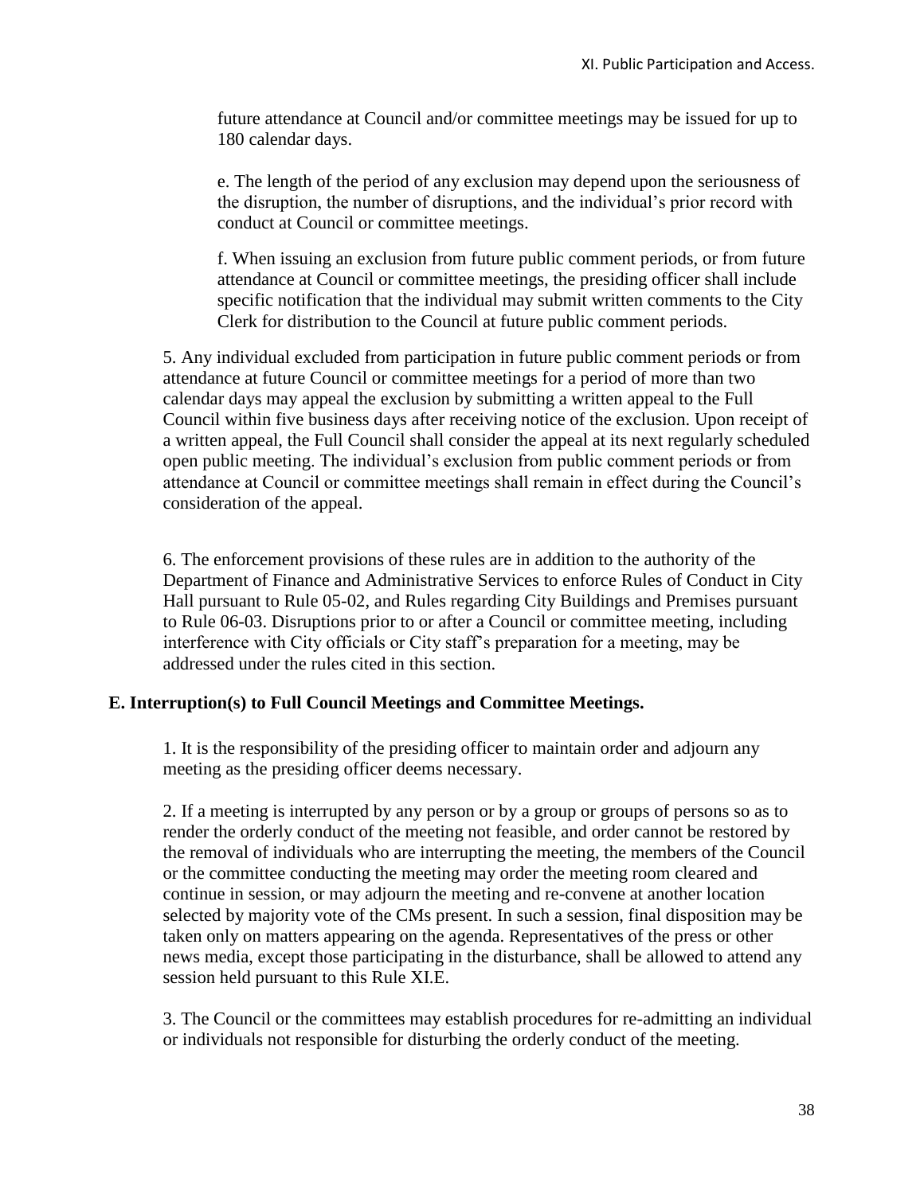future attendance at Council and/or committee meetings may be issued for up to 180 calendar days.

e. The length of the period of any exclusion may depend upon the seriousness of the disruption, the number of disruptions, and the individual's prior record with conduct at Council or committee meetings.

f. When issuing an exclusion from future public comment periods, or from future attendance at Council or committee meetings, the presiding officer shall include specific notification that the individual may submit written comments to the City Clerk for distribution to the Council at future public comment periods.

5. Any individual excluded from participation in future public comment periods or from attendance at future Council or committee meetings for a period of more than two calendar days may appeal the exclusion by submitting a written appeal to the Full Council within five business days after receiving notice of the exclusion. Upon receipt of a written appeal, the Full Council shall consider the appeal at its next regularly scheduled open public meeting. The individual's exclusion from public comment periods or from attendance at Council or committee meetings shall remain in effect during the Council's consideration of the appeal.

6. The enforcement provisions of these rules are in addition to the authority of the Department of Finance and Administrative Services to enforce Rules of Conduct in City Hall pursuant to Rule 05-02, and Rules regarding City Buildings and Premises pursuant to Rule 06-03. Disruptions prior to or after a Council or committee meeting, including interference with City officials or City staff's preparation for a meeting, may be addressed under the rules cited in this section.

### E. Interruption(s) to Full Council Meetings and Committee Meetings.

1. It is the responsibility of the presiding officer to maintain order and adjourn any meeting as the presiding officer deems necessary.

2. If a meeting is interrupted by any person or by a group or groups of persons so as to render the orderly conduct of the meeting not feasible, and order cannot be restored by the removal of individuals who are interrupting the meeting, the members of the Council or the committee conducting the meeting may order the meeting room cleared and continue in session, or may adjourn the meeting and re-convene at another location selected by majority vote of the CMs present. In such a session, final disposition may be taken only on matters appearing on the agenda. Representatives of the press or other news media, except those participating in the disturbance, shall be allowed to attend any session held pursuant to this Rule XI.E.

3. The Council or the committees may establish procedures for re-admitting an individual or individuals not responsible for disturbing the orderly conduct of the meeting.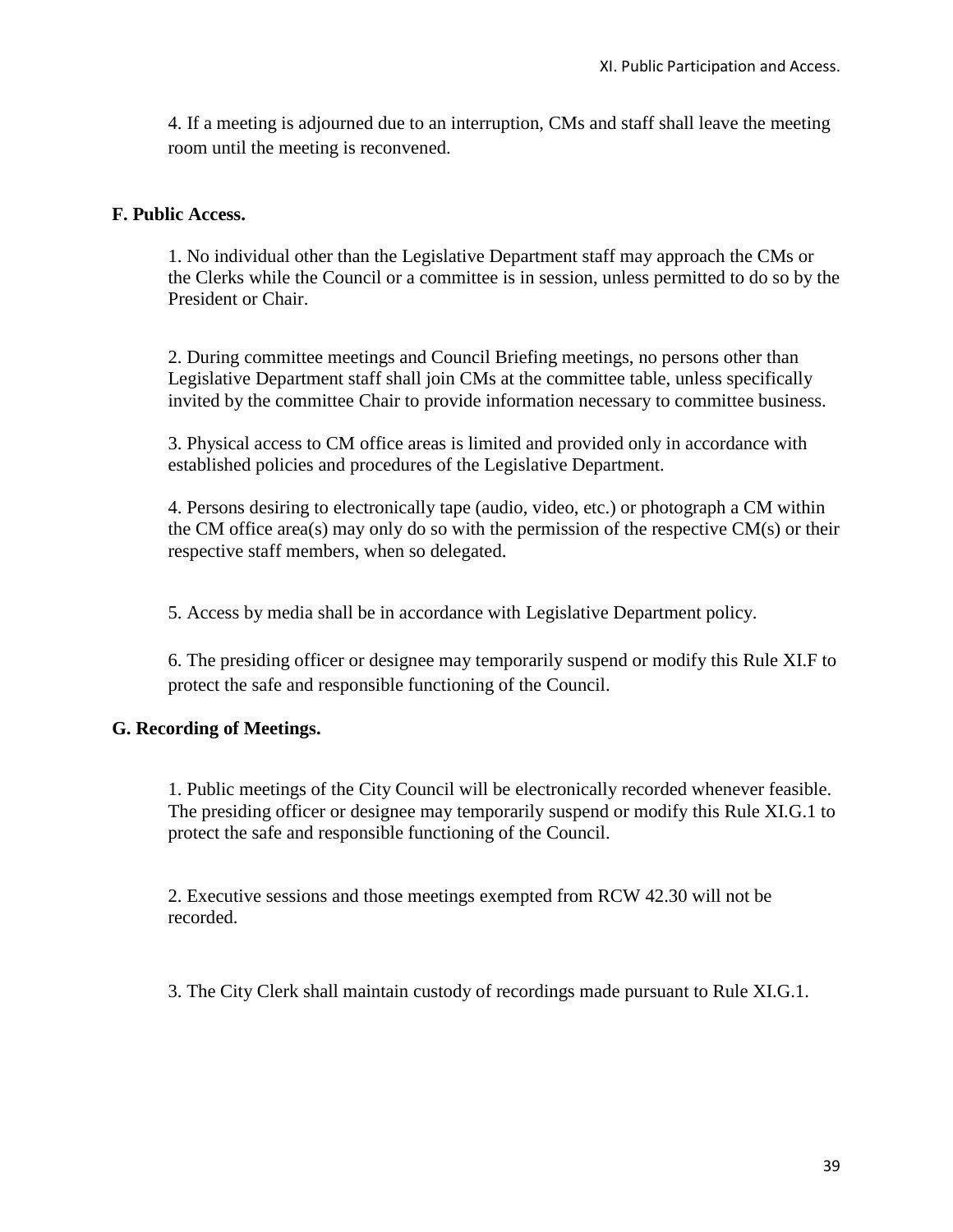4. If a meeting is adjourned due to an interruption, CMs and staff shall leave the meeting room until the meeting is reconvened.

**F. Public Access.**

1. No individual other than the Legislative Department staff may approach the CMs or the Clerks while the Council or a committee is in session, unless permitted to do so by the President or Chair.

2. During committee meetings and Council Briefing meetings, no persons other than Legislative Department staff shall join CMs at the committee table, unless specifically invited by the committee Chair to provide information necessary to committee business.

3. Physical access to CM office areas is limited and provided only in accordance with established policies and procedures of the Legislative Department.

4. Persons desiring to electronically tape (audio, video, etc.) or photograph a CM within the CM office area(s) may only do so with the permission of the respective CM(s) or their respective staff members, when so delegated.

5. Access by media shall be in accordance with Legislative Department policy.

6. The presiding officer or designee may temporarily suspend or modify this Rule XI.F to protect the safe and responsible functioning of the Council.

**G. Recording of Meetings.**

1. Public meetings of the City Council will be electronically recorded whenever feasible. The presiding officer or designee may temporarily suspend or modify this Rule XI.G.1 to protect the safe and responsible functioning of the Council.

2. Executive sessions and those meetings exempted from RCW 42.30 will not be recorded.

3. The City Clerk shall maintain custody of recordings made pursuant to Rule XI.G.1.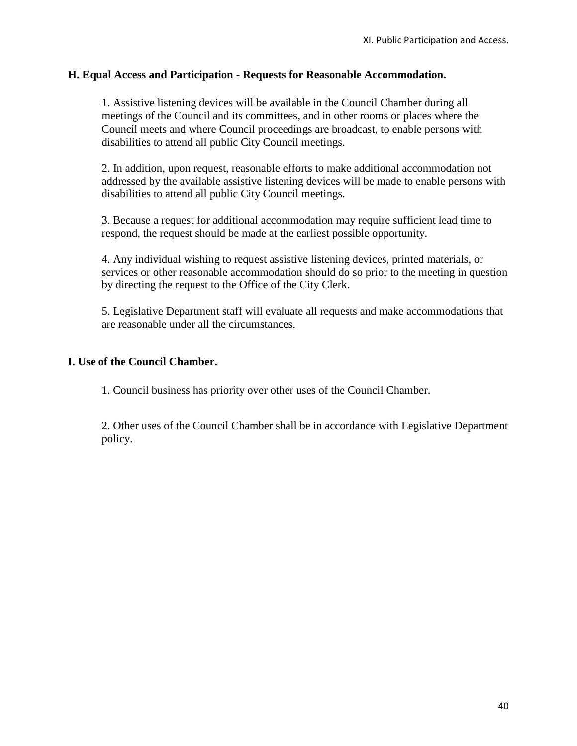### H. Equal Access and Participation - Requests for Reasonable Accommodation.

1. Assistive listening devices will be available in the Council Chamber during all meetings of the Council and its committees, and in other rooms or places where the Council meets and where Council proceedings are broadcast, to enable persons with disabilities to attend all public City Council meetings.

2. In addition, upon request, reasonable efforts to make additional accommodation not addressed by the available assistive listening devices will be made to enable persons with disabilities to attend all public City Council meetings.

3. Because a request for additional accommodation may require sufficient lead time to respond, the request should be made at the earliest possible opportunity.

4. Any individual wishing to request assistive listening devices, printed materials, or services or other reasonable accommodation should do so prior to the meeting in question by directing the request to the Office of the City Clerk.

5. Legislative Department staff will evaluate all requests and make accommodations that are reasonable under all the circumstances.

### I. Use of the Council Chamber.

1. Council business has priority over other uses of the Council Chamber.

2. Other uses of the Council Chamber shall be in accordance with Legislative Department policy.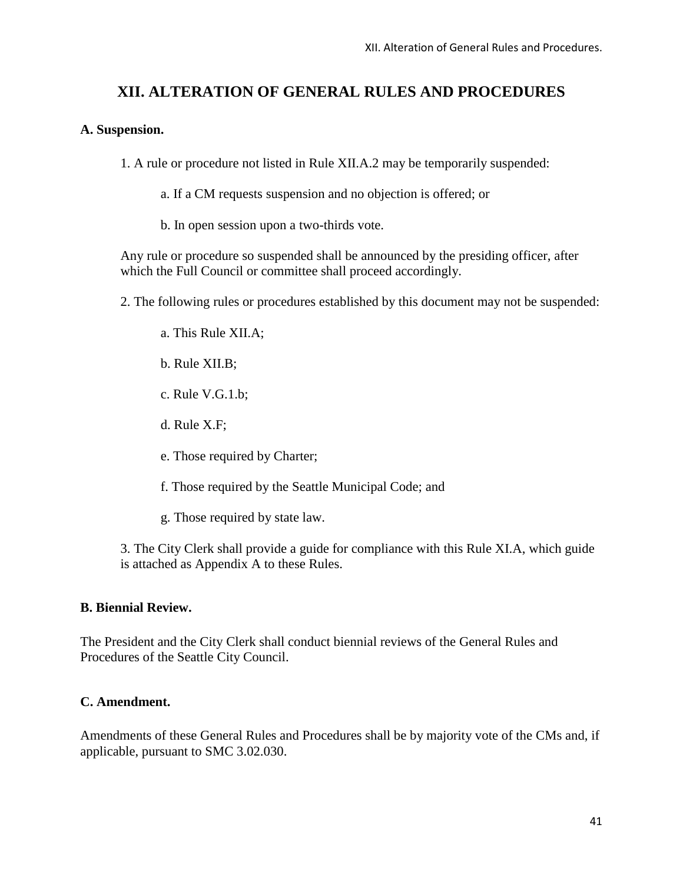# XII. ALTERATION OF GENERAL RULES AND PROCEDURES

### A. Suspension.

1. A rule or procedure not listed in Rule XII.A.2 may be temporarily suspended:

    a. If a CM requests suspension and no objection is offered; or

    b. In open session upon a two-thirds vote.

Any rule or procedure so suspended shall be announced by the presiding officer, after which the Full Council or committee shall proceed accordingly.

2. The following rules or procedures established by this document may not be suspended:

    a. This Rule XII.A;

    b. Rule XII.B;

    c. Rule V.G.1.b;

    d. Rule X.F;

    e. Those required by Charter;

    f. Those required by the Seattle Municipal Code; and

    g. Those required by state law.

3. The City Clerk shall provide a guide for compliance with this Rule XI.A, which guide is attached as Appendix A to these Rules.

### B. Biennial Review.

The President and the City Clerk shall conduct biennial reviews of the General Rules and Procedures of the Seattle City Council.

### C. Amendment.

Amendments of these General Rules and Procedures shall be by majority vote of the CMs and, if applicable, pursuant to SMC 3.02.030.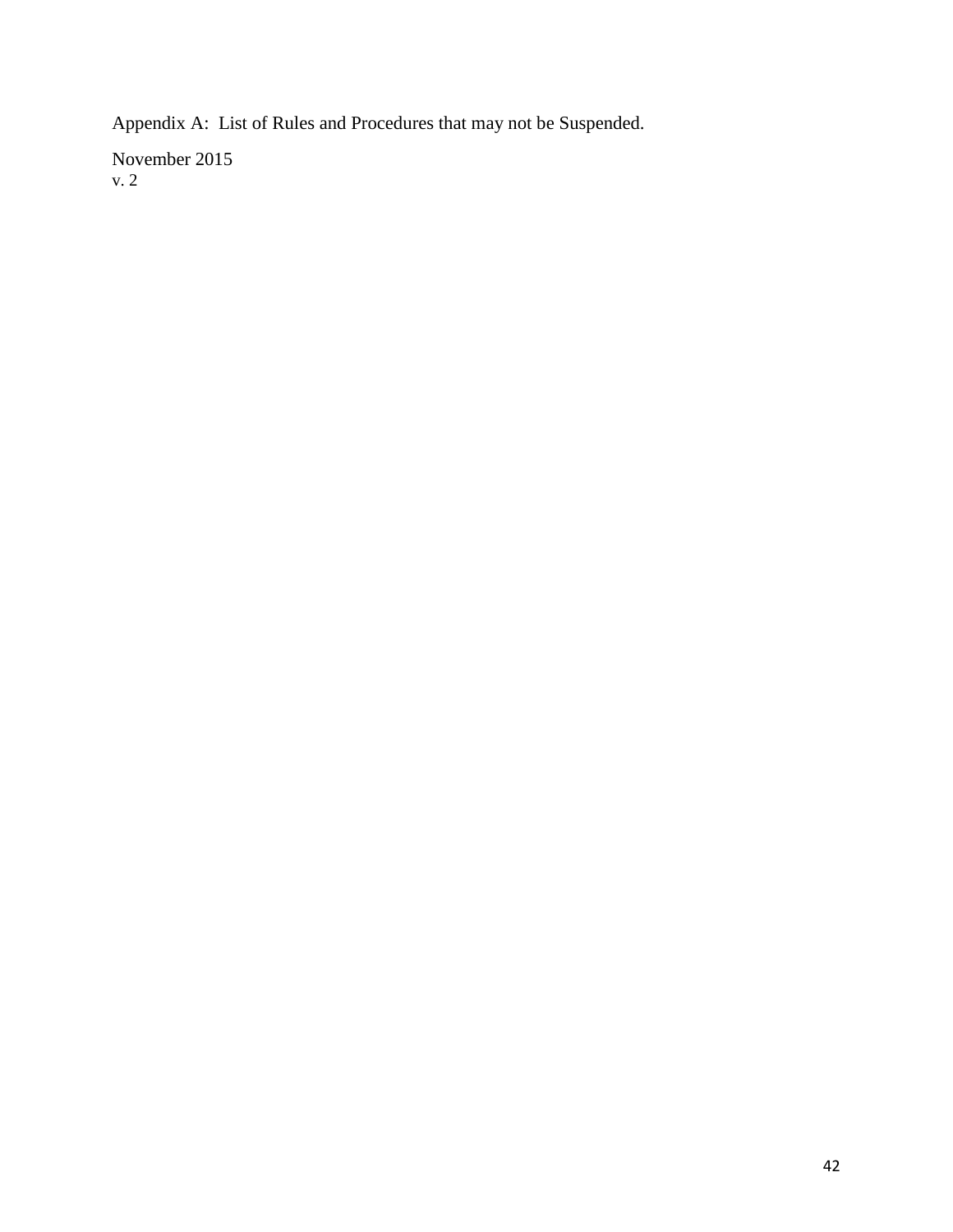Appendix A: List of Rules and Procedures that may not be Suspended.

November 2015
v. 2